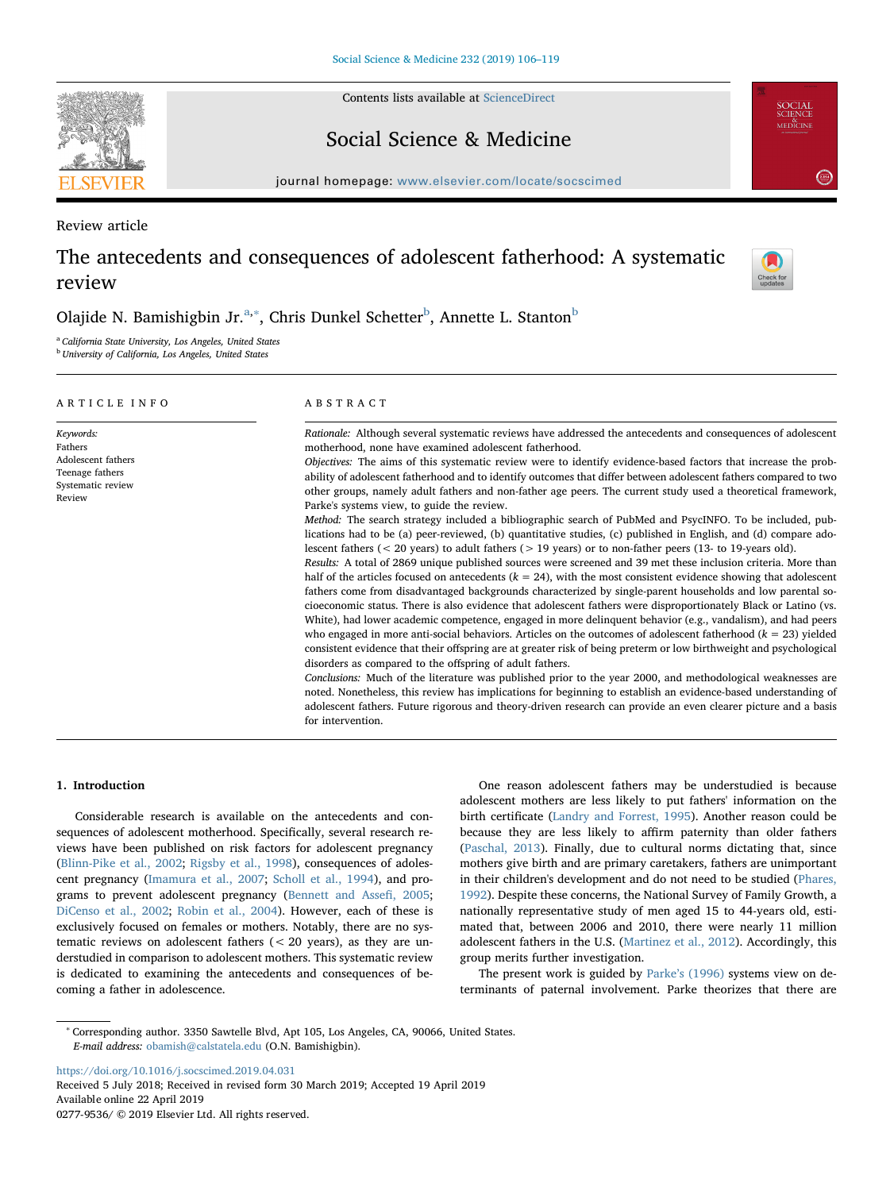Review article

# The antecedents and consequences of adolescent fatherhood: A systematic review

Olajide N. Bamishigbin Jr.[a,*], Chris Dunkel Schetter[b], Annette L. Stanton[b]

[a] California State University, Los Angeles, United States
[b] University of California, Los Angeles, United States

ARTICLE INFO

*Keywords:*
Fathers
Adolescent fathers
Teenage fathers
Systematic review
Review

ABSTRACT

*Rationale:* Although several systematic reviews have addressed the antecedents and consequences of adolescent motherhood, none have examined adolescent fatherhood.

*Objectives:* The aims of this systematic review were to identify evidence-based factors that increase the probability of adolescent fatherhood and to identify outcomes that differ between adolescent fathers compared to two other groups, namely adult fathers and non-father age peers. The current study used a theoretical framework, Parke's systems view, to guide the review.

*Method:* The search strategy included a bibliographic search of PubMed and PsycINFO. To be included, publications had to be (a) peer-reviewed, (b) quantitative studies, (c) published in English, and (d) compare adolescent fathers (< 20 years) to adult fathers (> 19 years) or to non-father peers (13- to 19-years old).

*Results:* A total of 2869 unique published sources were screened and 39 met these inclusion criteria. More than half of the articles focused on antecedents ($k = 24$), with the most consistent evidence showing that adolescent fathers come from disadvantaged backgrounds characterized by single-parent households and low parental socioeconomic status. There is also evidence that adolescent fathers were disproportionately Black or Latino (vs. White), had lower academic competence, engaged in more delinquent behavior (e.g., vandalism), and had peers who engaged in more anti-social behaviors. Articles on the outcomes of adolescent fatherhood ($k = 23$) yielded consistent evidence that their offspring are at greater risk of being preterm or low birthweight and psychological disorders as compared to the offspring of adult fathers.

*Conclusions:* Much of the literature was published prior to the year 2000, and methodological weaknesses are noted. Nonetheless, this review has implications for beginning to establish an evidence-based understanding of adolescent fathers. Future rigorous and theory-driven research can provide an even clearer picture and a basis for intervention.

## 1. Introduction

Considerable research is available on the antecedents and consequences of adolescent motherhood. Specifically, several research reviews have been published on risk factors for adolescent pregnancy (Blinn-Pike et al., 2002; Rigsby et al., 1998), consequences of adolescent pregnancy (Imamura et al., 2007; Scholl et al., 1994), and programs to prevent adolescent pregnancy (Bennett and Assefi, 2005; DiCenso et al., 2002; Robin et al., 2004). However, each of these is exclusively focused on females or mothers. Notably, there are no systematic reviews on adolescent fathers (< 20 years), as they are understudied in comparison to adolescent mothers. This systematic review is dedicated to examining the antecedents and consequences of becoming a father in adolescence.

One reason adolescent fathers may be understudied is because adolescent mothers are less likely to put fathers' information on the birth certificate (Landry and Forrest, 1995). Another reason could be because they are less likely to affirm paternity than older fathers (Paschal, 2013). Finally, due to cultural norms dictating that, since mothers give birth and are primary caretakers, fathers are unimportant in their children's development and do not need to be studied (Phares, 1992). Despite these concerns, the National Survey of Family Growth, a nationally representative study of men aged 15 to 44-years old, estimated that, between 2006 and 2010, there were nearly 11 million adolescent fathers in the U.S. (Martinez et al., 2012). Accordingly, this group merits further investigation.

The present work is guided by Parke's (1996) systems view on determinants of paternal involvement. Parke theorizes that there are

* Corresponding author. 3350 Sawtelle Blvd, Apt 105, Los Angeles, CA, 90066, United States.
*E-mail address:* obamish@calstatela.edu (O.N. Bamishigbin).

https://doi.org/10.1016/j.socscimed.2019.04.031
Received 5 July 2018; Received in revised form 30 March 2019; Accepted 19 April 2019
Available online 22 April 2019
0277-9536/ © 2019 Elsevier Ltd. All rights reserved.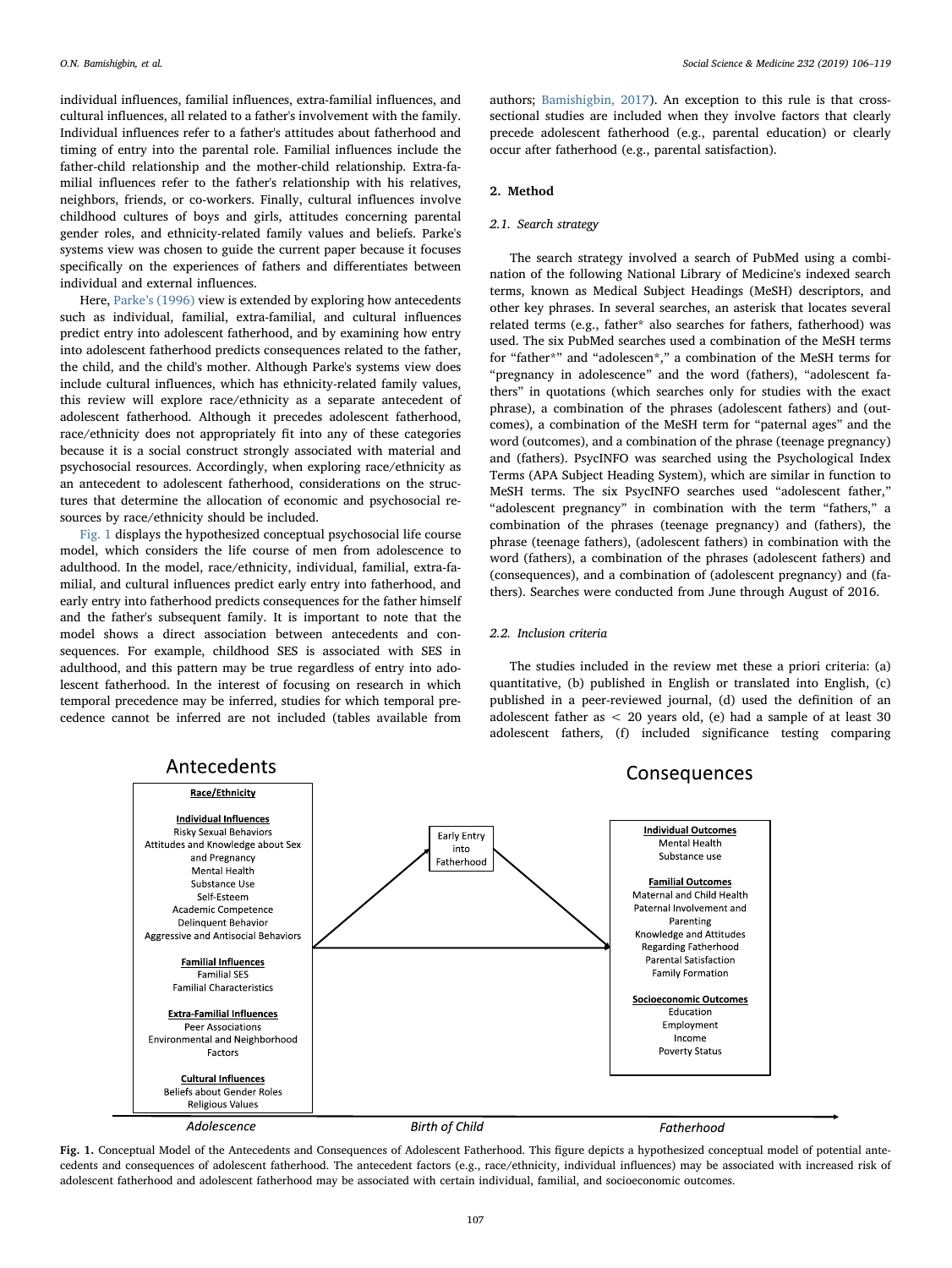individual influences, familial influences, extra-familial influences, and cultural influences, all related to a father's involvement with the family. Individual influences refer to a father's attitudes about fatherhood and timing of entry into the parental role. Familial influences include the father-child relationship and the mother-child relationship. Extra-familial influences refer to the father's relationship with his relatives, neighbors, friends, or co-workers. Finally, cultural influences involve childhood cultures of boys and girls, attitudes concerning parental gender roles, and ethnicity-related family values and beliefs. Parke's systems view was chosen to guide the current paper because it focuses specifically on the experiences of fathers and differentiates between individual and external influences.

Here, Parke's (1996) view is extended by exploring how antecedents such as individual, familial, extra-familial, and cultural influences predict entry into adolescent fatherhood, and by examining how entry into adolescent fatherhood predicts consequences related to the father, the child, and the child's mother. Although Parke's systems view does include cultural influences, which has ethnicity-related family values, this review will explore race/ethnicity as a separate antecedent of adolescent fatherhood. Although it precedes adolescent fatherhood, race/ethnicity does not appropriately fit into any of these categories because it is a social construct strongly associated with material and psychosocial resources. Accordingly, when exploring race/ethnicity as an antecedent to adolescent fatherhood, considerations on the structures that determine the allocation of economic and psychosocial resources by race/ethnicity should be included.

Fig. 1 displays the hypothesized conceptual psychosocial life course model, which considers the life course of men from adolescence to adulthood. In the model, race/ethnicity, individual, familial, extra-familial, and cultural influences predict early entry into fatherhood, and early entry into fatherhood predicts consequences for the father himself and the father's subsequent family. It is important to note that the model shows a direct association between antecedents and consequences. For example, childhood SES is associated with SES in adulthood, and this pattern may be true regardless of entry into adolescent fatherhood. In the interest of focusing on research in which temporal precedence may be inferred, studies for which temporal precedence cannot be inferred are not included (tables available from authors; Bamishigbin, 2017). An exception to this rule is that cross-sectional studies are included when they involve factors that clearly precede adolescent fatherhood (e.g., parental education) or clearly occur after fatherhood (e.g., parental satisfaction).

## 2. Method

### 2.1. Search strategy

The search strategy involved a search of PubMed using a combination of the following National Library of Medicine's indexed search terms, known as Medical Subject Headings (MeSH) descriptors, and other key phrases. In several searches, an asterisk that locates several related terms (e.g., father* also searches for fathers, fatherhood) was used. The six PubMed searches used a combination of the MeSH terms for "father*" and "adolescen*," a combination of the MeSH terms for "pregnancy in adolescence" and the word (fathers), "adolescent fathers" in quotations (which searches only for studies with the exact phrase), a combination of the phrases (adolescent fathers) and (outcomes), a combination of the MeSH term for "paternal ages" and the word (outcomes), and a combination of the phrase (teenage pregnancy) and (fathers). PsycINFO was searched using the Psychological Index Terms (APA Subject Heading System), which are similar in function to MeSH terms. The six PsycINFO searches used "adolescent father," "adolescent pregnancy" in combination with the term "fathers," a combination of the phrases (teenage pregnancy) and (fathers), the phrase (teenage fathers), (adolescent fathers) in combination with the word (fathers), a combination of the phrases (adolescent fathers) and (consequences), and a combination of the phrases (adolescent pregnancy) and (fathers). Searches were conducted from June through August of 2016.

### 2.2. Inclusion criteria

The studies included in the review met these a priori criteria: (a) quantitative, (b) published in English or translated into English, (c) published in a peer-reviewed journal, (d) used the definition of an adolescent father as < 20 years old, (e) had a sample of at least 30 adolescent fathers, (f) included significance testing comparing

**Antecedents**

- **Race/Ethnicity**
- **Individual Influences**: Risky Sexual Behaviors; Attitudes and Knowledge about Sex and Pregnancy; Mental Health; Substance Use; Self-Esteem; Academic Competence; Delinquent Behavior; Aggressive and Antisocial Behaviors
- **Familial Influences**: Familial SES; Familial Characteristics
- **Extra-Familial Influences**: Peer Associations; Environmental and Neighborhood Factors
- **Cultural Influences**: Beliefs about Gender Roles; Religious Values

**Early Entry into Fatherhood**

**Consequences**

- **Individual Outcomes**: Mental Health; Substance use
- **Familial Outcomes**: Maternal and Child Health; Paternal Involvement and Parenting; Knowledge and Attitudes Regarding Fatherhood; Parental Satisfaction; Family Formation
- **Socioeconomic Outcomes**: Education; Employment; Income; Poverty Status

*Adolescence — Birth of Child — Fatherhood*

**Fig. 1.** Conceptual Model of the Antecedents and Consequences of Adolescent Fatherhood. This figure depicts a hypothesized conceptual model of potential antecedents and consequences of adolescent fatherhood. The antecedent factors (e.g., race/ethnicity, individual influences) may be associated with increased risk of adolescent fatherhood and adolescent fatherhood may be associated with certain individual, familial, and socioeconomic outcomes.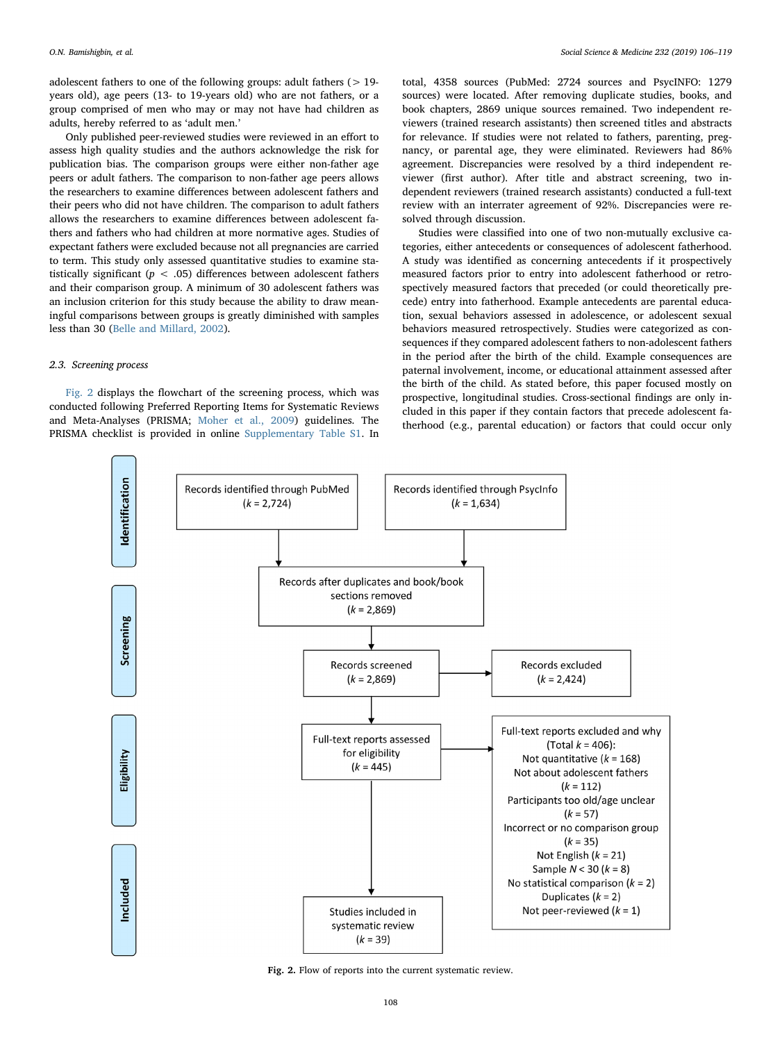adolescent fathers to one of the following groups: adult fathers (> 19-years old), age peers (13- to 19-years old) who are not fathers, or a group comprised of men who may or may not have had children as adults, hereby referred to as 'adult men.'

Only published peer-reviewed studies were reviewed in an effort to assess high quality studies and the authors acknowledge the risk for publication bias. The comparison groups were either non-father age peers or adult fathers. The comparison to non-father age peers allows the researchers to examine differences between adolescent fathers and their peers who did not have children. The comparison to adult fathers allows the researchers to examine differences between adolescent fathers and fathers who had children at more normative ages. Studies of expectant fathers were excluded because not all pregnancies are carried to term. This study only assessed quantitative studies to examine statistically significant ($p < .05$) differences between adolescent fathers and their comparison group. A minimum of 30 adolescent fathers was an inclusion criterion for this study because the ability to draw meaningful comparisons between groups is greatly diminished with samples less than 30 (Belle and Millard, 2002).

### 2.3. Screening process

Fig. 2 displays the flowchart of the screening process, which was conducted following Preferred Reporting Items for Systematic Reviews and Meta-Analyses (PRISMA; Moher et al., 2009) guidelines. The PRISMA checklist is provided in online Supplementary Table S1. In total, 4358 sources (PubMed: 2724 sources and PsycINFO: 1279 sources) were located. After removing duplicate studies, books, and book chapters, 2869 unique sources remained. Two independent reviewers (trained research assistants) then screened titles and abstracts for relevance. If studies were not related to fathers, parenting, pregnancy, or parental age, they were eliminated. Reviewers had 86% agreement. Discrepancies were resolved by a third independent reviewer (first author). After title and abstract screening, two independent reviewers (trained research assistants) conducted a full-text review with an interrater agreement of 92%. Discrepancies were resolved through discussion.

Studies were classified into one of two non-mutually exclusive categories, either antecedents or consequences of adolescent fatherhood. A study was identified as concerning antecedents if it prospectively measured factors prior to entry into adolescent fatherhood or retrospectively measured factors that preceded (or could theoretically precede) entry into fatherhood. Example antecedents are parental education, sexual behaviors assessed in adolescence, or adolescent sexual behaviors measured retrospectively. Studies were categorized as consequences if they compared adolescent fathers to non-adolescent fathers in the period after the birth of the child. Example consequences are paternal involvement, income, or educational attainment assessed after the birth of the child. As stated before, this paper focused mostly on prospective, longitudinal studies. Cross-sectional findings are only included in this paper if they contain factors that precede adolescent fatherhood (e.g., parental education) or factors that could occur only

**Identification**

- Records identified through PubMed ($k$ = 2,724)
- Records identified through PsycInfo ($k$ = 1,634)

**Screening**

- Records after duplicates and book/book sections removed ($k$ = 2,869)
- Records screened ($k$ = 2,869) → Records excluded ($k$ = 2,424)

**Eligibility**

- Full-text reports assessed for eligibility ($k$ = 445) → Full-text reports excluded and why (Total $k$ = 406):
  - Not quantitative ($k$ = 168)
  - Not about adolescent fathers ($k$ = 112)
  - Participants too old/age unclear ($k$ = 57)
  - Incorrect or no comparison group ($k$ = 35)
  - Not English ($k$ = 21)
  - Sample $N$ < 30 ($k$ = 8)
  - No statistical comparison ($k$ = 2)
  - Duplicates ($k$ = 2)
  - Not peer-reviewed ($k$ = 1)

**Included**

- Studies included in systematic review ($k$ = 39)

**Fig. 2.** Flow of reports into the current systematic review.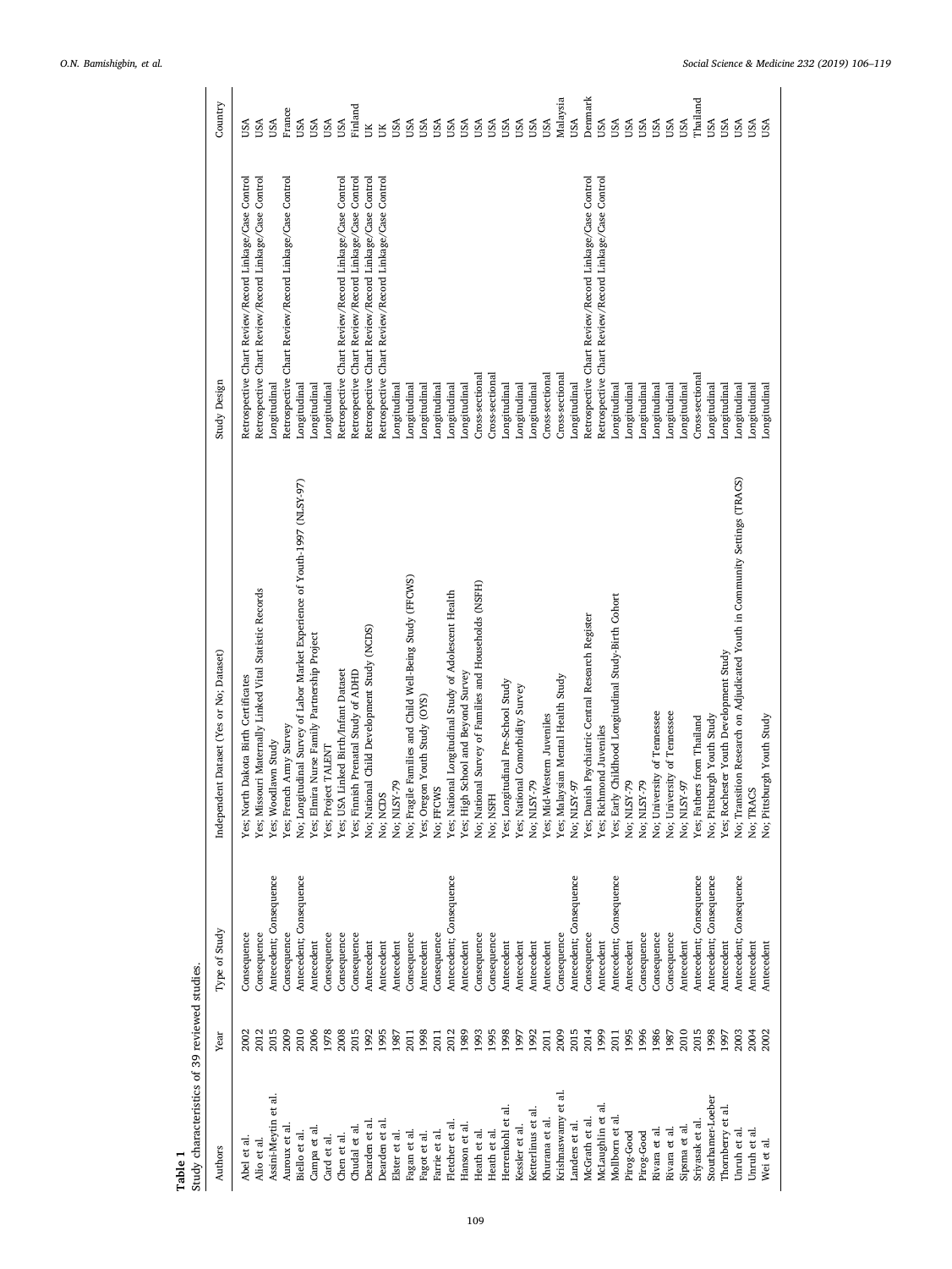**Table 1**
Study characteristics of 39 reviewed studies.

| Authors | Year | Type of Study | Independent Dataset (Yes or No; Dataset) | Study Design | Country |
|---|---|---|---|---|---|
| Abel et al. | 2002 | Consequence | Yes; North Dakota Birth Certificates | Retrospective Chart Review/Record Linkage/Case Control | USA |
| Alio et al. | 2012 | Consequence | Yes; Missouri Maternally Linked Vital Statistic Records | Retrospective Chart Review/Record Linkage/Case Control | USA |
| Assini-Meytin et al. | 2015 | Antecedent; Consequence | Yes; Woodlawn Study | Longitudinal | USA |
| Auroux et al. | 2009 | Consequence | Yes; French Army Survey | Retrospective Chart Review/Record Linkage/Case Control | France |
| Biello et al. | 2010 | Antecedent; Consequence | No; Longitudinal Survey of Labor Market Experience of Youth-1997 (NLSY-97) | Longitudinal | USA |
| Campa et al. | 2006 | Antecedent | Yes; Elmira Nurse Family Partnership Project | Longitudinal | USA |
| Card et al. | 1978 | Consequence | Yes; Project TALENT | Longitudinal | USA |
| Chen et al. | 2008 | Consequence | Yes; USA Linked Birth/Infant Dataset | Retrospective Chart Review/Record Linkage/Case Control | USA |
| Chudal et al. | 2015 | Consequence | Yes; Finnish Prenatal Study of ADHD | Retrospective Chart Review/Record Linkage/Case Control | Finland |
| Dearden et al. | 1992 | Antecedent | Yes; National Child Development Study (NCDS) | Retrospective Chart Review/Record Linkage/Case Control | UK |
| Dearden et al. | 1995 | Antecedent | No; NCDS | Retrospective Chart Review/Record Linkage/Case Control | UK |
| Elster et al. | 1987 | Antecedent | No; NLSY-79 | Longitudinal | USA |
| Fagan et al. | 2011 | Consequence | No; Fragile Families and Child Well-Being Study (FFCWS) | Longitudinal | USA |
| Fagot et al. | 1998 | Antecedent | Yes; Oregon Youth Study (OYS) | Longitudinal | USA |
| Farrie et al. | 2011 | Consequence | No; FFCWS | Longitudinal | USA |
| Fletcher et al. | 2012 | Antecedent; Consequence | Yes; National Longitudinal Study of Adolescent Health | Longitudinal | USA |
| Hanson et al. | 1989 | Antecedent | Yes; High School and Beyond Survey | Longitudinal | USA |
| Heath et al. | 1993 | Consequence | No; National Survey of Families and Households (NSFH) | Cross-sectional | USA |
| Heath et al. | 1995 | Consequence | No; NSFH | Cross-sectional | USA |
| Herrenkohl et al. | 1998 | Antecedent | Yes; Longitudinal Pre-School Study | Longitudinal | USA |
| Kessler et al. | 1997 | Antecedent | Yes; National Comorbidity Survey | Longitudinal | USA |
| Ketterlinus et al. | 1992 | Antecedent | No; NLSY-79 | Longitudinal | USA |
| Khurana et al. | 2011 | Antecedent | Yes; Mid-Western Juveniles | Cross-sectional | USA |
| Krishnaswamy et al. | 2009 | Consequence | Yes; Malaysian Mental Health Study | Cross-sectional | Malaysia |
| Landers et al. | 2015 | Antecedent; Consequence | No; NLSY-97 | Longitudinal | USA |
| McGrath et al. | 2014 | Consequence | Yes; Danish Psychiatric Central Research Register | Retrospective Chart Review/Record Linkage/Case Control | Denmark |
| McLaughlin et al. | 1999 | Antecedent | Yes; Richmond Juveniles | Retrospective Chart Review/Record Linkage/Case Control | USA |
| Mollborn et al. | 2011 | Antecedent; Consequence | Yes; Early Childhood Longitudinal Study-Birth Cohort | Longitudinal | USA |
| Pirog-Good | 1995 | Antecedent | No; NLSY-79 | Longitudinal | USA |
| Pirog-Good | 1996 | Consequence | No; NLSY-79 | Longitudinal | USA |
| Rivara et al. | 1986 | Consequence | No; University of Tennessee | Longitudinal | USA |
| Rivara et al. | 1987 | Consequence | No; University of Tennessee | Longitudinal | USA |
| Sipsma et al. | 2010 | Antecedent | No; NLSY-97 | Longitudinal | USA |
| Sriyasak et al. | 2015 | Antecedent; Consequence | Yes; Fathers from Thailand | Cross-sectional | Thailand |
| Stouthamer-Loeber | 1998 | Antecedent; Consequence | No; Pittsburgh Youth Study | Longitudinal | USA |
| Thornberry et al. | 1997 | Antecedent | Yes; Rochester Youth Development Study | Longitudinal | USA |
| Unruh et al. | 2003 | Antecedent; Consequence | No; Transition Research on Adjudicated Youth in Community Settings (TRACS) | Longitudinal | USA |
| Unruh et al. | 2004 | Antecedent | No; TRACS | Longitudinal | USA |
| Wei et al. | 2002 | Antecedent | No; Pittsburgh Youth Study | Longitudinal | USA |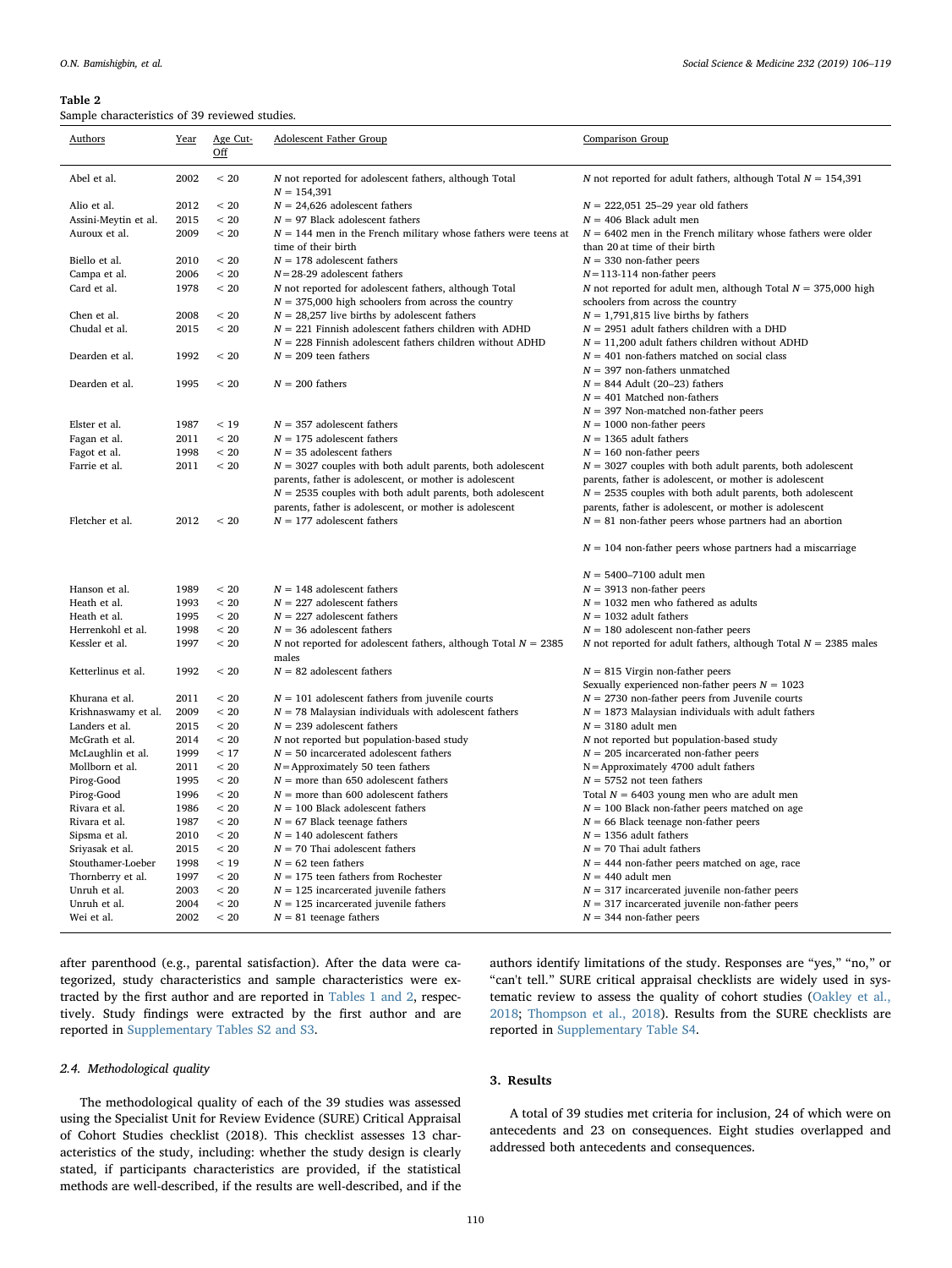**Table 2**
Sample characteristics of 39 reviewed studies.

| Authors | Year | Age Cut-Off | Adolescent Father Group | Comparison Group |
|---|---|---|---|---|
| Abel et al. | 2002 | < 20 | *N* not reported for adolescent fathers, although Total *N* = 154,391 | *N* not reported for adult fathers, although Total *N* = 154,391 |
| Alio et al. | 2012 | < 20 | *N* = 24,626 adolescent fathers | *N* = 222,051 25–29 year old fathers |
| Assini-Meytin et al. | 2015 | < 20 | *N* = 97 Black adolescent fathers | *N* = 406 Black adult men |
| Auroux et al. | 2009 | < 20 | *N* = 144 men in the French military whose fathers were teens at time of their birth | *N* = 6402 men in the French military whose fathers were older than 20 at time of their birth |
| Biello et al. | 2010 | < 20 | *N* = 178 adolescent fathers | *N* = 330 non-father peers |
| Campa et al. | 2006 | < 20 | *N* = 28-29 adolescent fathers | *N* = 113-114 non-father peers |
| Card et al. | 1978 | < 20 | *N* not reported for adolescent fathers, although Total *N* = 375,000 high schoolers from across the country | *N* not reported for adult men, although Total *N* = 375,000 high schoolers from across the country |
| Chen et al. | 2008 | < 20 | *N* = 28,257 live births by adolescent fathers | *N* = 1,791,815 live births by fathers |
| Chudal et al. | 2015 | < 20 | *N* = 221 Finnish adolescent fathers children with ADHD<br>*N* = 228 Finnish adolescent fathers children without ADHD | *N* = 2951 adult fathers children with a DHD<br>*N* = 11,200 adult fathers children without ADHD |
| Dearden et al. | 1992 | < 20 | *N* = 209 teen fathers | *N* = 401 non-fathers matched on social class<br>*N* = 397 non-fathers unmatched |
| Dearden et al. | 1995 | < 20 | *N* = 200 fathers | *N* = 844 Adult (20–23) fathers<br>*N* = 401 Matched non-fathers<br>*N* = 397 Non-matched non-father peers |
| Elster et al. | 1987 | < 19 | *N* = 357 adolescent fathers | *N* = 1000 non-father peers |
| Fagan et al. | 2011 | < 20 | *N* = 175 adolescent fathers | *N* = 1365 adult fathers |
| Fagot et al. | 1998 | < 20 | *N* = 35 adolescent fathers | *N* = 160 non-father peers |
| Farrie et al. | 2011 | < 20 | *N* = 3027 couples with both adult parents, both adolescent parents, father is adolescent, or mother is adolescent<br>*N* = 2535 couples with both adult parents, both adolescent parents, father is adolescent, or mother is adolescent | *N* = 3027 couples with both adult parents, both adolescent parents, father is adolescent, or mother is adolescent<br>*N* = 2535 couples with both adult parents, both adolescent parents, father is adolescent, or mother is adolescent |
| Fletcher et al. | 2012 | < 20 | *N* = 177 adolescent fathers | *N* = 81 non-father peers whose partners had an abortion<br>*N* = 104 non-father peers whose partners had a miscarriage<br>*N* = 5400–7100 adult men |
| Hanson et al. | 1989 | < 20 | *N* = 148 adolescent fathers | *N* = 3913 non-father peers |
| Heath et al. | 1993 | < 20 | *N* = 227 adolescent fathers | *N* = 1032 men who fathered as adults |
| Heath et al. | 1995 | < 20 | *N* = 227 adolescent fathers | *N* = 1032 adult fathers |
| Herrenkohl et al. | 1998 | < 20 | *N* = 36 adolescent fathers | *N* = 180 adolescent non-father peers |
| Kessler et al. | 1997 | < 20 | *N* not reported for adolescent fathers, although Total *N* = 2385 males | *N* not reported for adult fathers, although Total *N* = 2385 males |
| Ketterlinus et al. | 1992 | < 20 | *N* = 82 adolescent fathers | *N* = 815 Virgin non-father peers<br>Sexually experienced non-father peers *N* = 1023 |
| Khurana et al. | 2011 | < 20 | *N* = 101 adolescent fathers from juvenile courts | *N* = 2730 non-father peers from Juvenile courts |
| Krishnaswamy et al. | 2009 | < 20 | *N* = 78 Malaysian individuals with adolescent fathers | *N* = 1873 Malaysian individuals with adult fathers |
| Landers et al. | 2015 | < 20 | *N* = 239 adolescent fathers | *N* = 3180 adult men |
| McGrath et al. | 2014 | < 20 | *N* not reported but population-based study | *N* not reported but population-based study |
| McLaughlin et al. | 1999 | < 17 | *N* = 50 incarcerated adolescent fathers | *N* = 205 incarcerated non-father peers |
| Mollborn et al. | 2011 | < 20 | *N* = Approximately 50 teen fathers | N = Approximately 4700 adult fathers |
| Pirog-Good | 1995 | < 20 | *N* = more than 650 adolescent fathers | *N* = 5752 not teen fathers |
| Pirog-Good | 1996 | < 20 | *N* = more than 600 adolescent fathers | Total *N* = 6403 young men who are adult men |
| Rivara et al. | 1986 | < 20 | *N* = 100 Black adolescent fathers | *N* = 100 Black non-father peers matched on age |
| Rivara et al. | 1987 | < 20 | *N* = 67 Black teenage fathers | *N* = 66 Black teenage non-father peers |
| Sipsma et al. | 2010 | < 20 | *N* = 140 adolescent fathers | *N* = 1356 adult fathers |
| Sriyasak et al. | 2015 | < 20 | *N* = 70 Thai adolescent fathers | *N* = 70 Thai adult fathers |
| Stouthamer-Loeber | 1998 | < 19 | *N* = 62 teen fathers | *N* = 444 non-father peers matched on age, race |
| Thornberry et al. | 1997 | < 20 | *N* = 175 teen fathers from Rochester | *N* = 440 adult men |
| Unruh et al. | 2003 | < 20 | *N* = 125 incarcerated juvenile fathers | *N* = 317 incarcerated juvenile non-father peers |
| Unruh et al. | 2004 | < 20 | *N* = 125 incarcerated juvenile fathers | *N* = 317 incarcerated juvenile non-father peers |
| Wei et al. | 2002 | < 20 | *N* = 81 teenage fathers | *N* = 344 non-father peers |

after parenthood (e.g., parental satisfaction). After the data were categorized, study characteristics and sample characteristics were extracted by the first author and are reported in Tables 1 and 2, respectively. Study findings were extracted by the first author and are reported in Supplementary Tables S2 and S3.

### 2.4. Methodological quality

The methodological quality of each of the 39 studies was assessed using the Specialist Unit for Review Evidence (SURE) Critical Appraisal of Cohort Studies checklist (2018). This checklist assesses 13 characteristics of the study, including: whether the study design is clearly stated, if participants characteristics are provided, if the statistical methods are well-described, if the results are well-described, and if the authors identify limitations of the study. Responses are "yes," "no," or "can't tell." SURE critical appraisal checklists are widely used in systematic review to assess the quality of cohort studies (Oakley et al., 2018; Thompson et al., 2018). Results from the SURE checklists are reported in Supplementary Table S4.

## 3. Results

A total of 39 studies met criteria for inclusion, 24 of which were on antecedents and 23 on consequences. Eight studies overlapped and addressed both antecedents and consequences.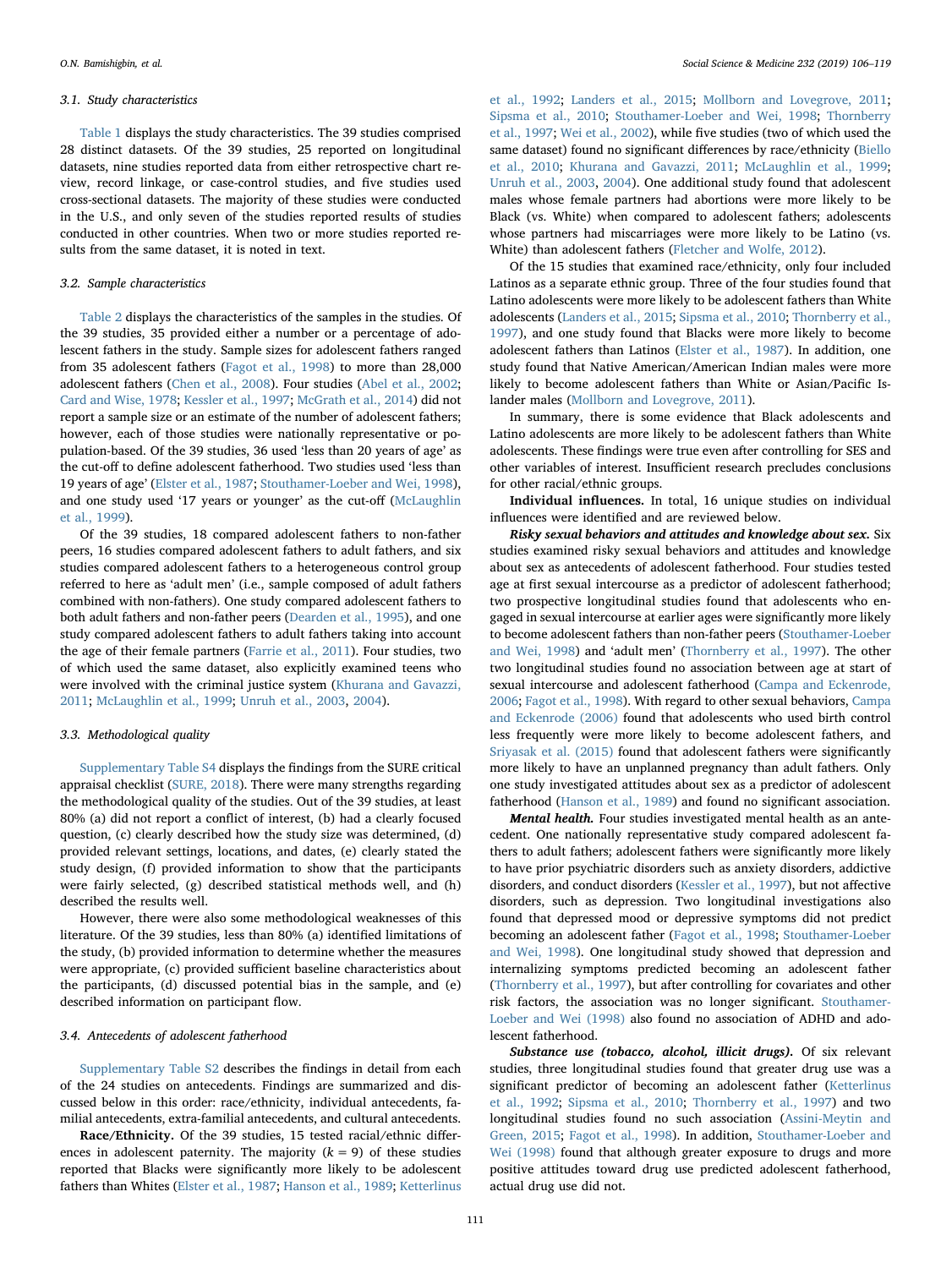### 3.1. Study characteristics

Table 1 displays the study characteristics. The 39 studies comprised 28 distinct datasets. Of the 39 studies, 25 reported on longitudinal datasets, nine studies reported data from either retrospective chart review, record linkage, or case-control studies, and five studies used cross-sectional datasets. The majority of these studies were conducted in the U.S., and only seven of the studies reported results of studies conducted in other countries. When two or more studies reported results from the same dataset, it is noted in text.

### 3.2. Sample characteristics

Table 2 displays the characteristics of the samples in the studies. Of the 39 studies, 35 provided either a number or a percentage of adolescent fathers in the study. Sample sizes for adolescent fathers ranged from 35 adolescent fathers (Fagot et al., 1998) to more than 28,000 adolescent fathers (Chen et al., 2008). Four studies (Abel et al., 2002; Card and Wise, 1978; Kessler et al., 1997; McGrath et al., 2014) did not report a sample size or an estimate of the number of adolescent fathers; however, each of those studies were nationally representative or population-based. Of the 39 studies, 36 used 'less than 20 years of age' as the cut-off to define adolescent fatherhood. Two studies used 'less than 19 years of age' (Elster et al., 1987; Stouthamer-Loeber and Wei, 1998), and one study used '17 years or younger' as the cut-off (McLaughlin et al., 1999).

Of the 39 studies, 18 compared adolescent fathers to non-father peers, 16 studies compared adolescent fathers to adult fathers, and six studies compared adolescent fathers to a heterogeneous control group referred to here as 'adult men' (i.e., sample composed of adult fathers combined with non-fathers). One study compared adolescent fathers to both adult fathers and non-father peers (Dearden et al., 1995), and one study compared adolescent fathers to adult fathers taking into account the age of their female partners (Farrie et al., 2011). Four studies, two of which used the same dataset, also explicitly examined teens who were involved with the criminal justice system (Khurana and Gavazzi, 2011; McLaughlin et al., 1999; Unruh et al., 2003, 2004).

### 3.3. Methodological quality

Supplementary Table S4 displays the findings from the SURE critical appraisal checklist (SURE, 2018). There were many strengths regarding the methodological quality of the studies. Out of the 39 studies, at least 80% (a) did not report a conflict of interest, (b) had a clearly focused question, (c) clearly described how the study size was determined, (d) provided relevant settings, locations, and dates, (e) clearly stated the study design, (f) provided information to show that the participants were fairly selected, (g) described statistical methods well, and (h) described the results well.

However, there were also some methodological weaknesses of this literature. Of the 39 studies, less than 80% (a) identified limitations of the study, (b) provided information to determine whether the measures were appropriate, (c) provided sufficient baseline characteristics about the participants, (d) discussed potential bias in the sample, and (e) described information on participant flow.

### 3.4. Antecedents of adolescent fatherhood

Supplementary Table S2 describes the findings in detail from each of the 24 studies on antecedents. Findings are summarized and discussed below in this order: race/ethnicity, individual antecedents, familial antecedents, extra-familial antecedents, and cultural antecedents.

**Race/Ethnicity.** Of the 39 studies, 15 tested racial/ethnic differences in adolescent paternity. The majority ($k = 9$) of these studies reported that Blacks were significantly more likely to be adolescent fathers than Whites (Elster et al., 1987; Hanson et al., 1989; Ketterlinus et al., 1992; Landers et al., 2015; Mollborn and Lovegrove, 2011; Sipsma et al., 2010; Stouthamer-Loeber and Wei, 1998; Thornberry et al., 1997; Wei et al., 2002), while five studies (two of which used the same dataset) found no significant differences by race/ethnicity (Biello et al., 2010; Khurana and Gavazzi, 2011; McLaughlin et al., 1999; Unruh et al., 2003, 2004). One additional study found that adolescent males whose female partners had abortions were more likely to be Black (vs. White) when compared to adolescent fathers; adolescents whose partners had miscarriages were more likely to be Latino (vs. White) than adolescent fathers (Fletcher and Wolfe, 2012).

Of the 15 studies that examined race/ethnicity, only four included Latinos as a separate ethnic group. Three of the four studies found that Latino adolescents were more likely to be adolescent fathers than White adolescents (Landers et al., 2015; Sipsma et al., 2010; Thornberry et al., 1997), and one study found that Blacks were more likely to become adolescent fathers than Latinos (Elster et al., 1987). In addition, one study found that Native American/American Indian males were more likely to become adolescent fathers than White or Asian/Pacific Islander males (Mollborn and Lovegrove, 2011).

In summary, there is some evidence that Black adolescents and Latino adolescents are more likely to be adolescent fathers than White adolescents. These findings were true even after controlling for SES and other variables of interest. Insufficient research precludes conclusions for other racial/ethnic groups.

**Individual influences.** In total, 16 unique studies on individual influences were identified and are reviewed below.

***Risky sexual behaviors and attitudes and knowledge about sex.*** Six studies examined risky sexual behaviors and attitudes and knowledge about sex as antecedents of adolescent fatherhood. Four studies tested age at first sexual intercourse as a predictor of adolescent fatherhood; two prospective longitudinal studies found that adolescents who engaged in sexual intercourse at earlier ages were significantly more likely to become adolescent fathers than non-father peers (Stouthamer-Loeber and Wei, 1998) and 'adult men' (Thornberry et al., 1997). The other two longitudinal studies found no association between age at start of sexual intercourse and adolescent fatherhood (Campa and Eckenrode, 2006; Fagot et al., 1998). With regard to other sexual behaviors, Campa and Eckenrode (2006) found that adolescents who used birth control less frequently were more likely to become adolescent fathers, and Sriyasak et al. (2015) found that adolescent fathers were significantly more likely to have an unplanned pregnancy than adult fathers. Only one study investigated attitudes about sex as a predictor of adolescent fatherhood (Hanson et al., 1989) and found no significant association.

***Mental health.*** Four studies investigated mental health as an antecedent. One nationally representative study compared adolescent fathers to adult fathers; adolescent fathers were significantly more likely to have prior psychiatric disorders such as anxiety disorders, addictive disorders, and conduct disorders (Kessler et al., 1997), but not affective disorders, such as depression. Two longitudinal investigations also found that depressed mood or depressive symptoms did not predict becoming an adolescent father (Fagot et al., 1998; Stouthamer-Loeber and Wei, 1998). One longitudinal study showed that depression and internalizing symptoms predicted becoming an adolescent father (Thornberry et al., 1997), but after controlling for covariates and other risk factors, the association was no longer significant. Stouthamer-Loeber and Wei (1998) also found no association of ADHD and adolescent fatherhood.

***Substance use (tobacco, alcohol, illicit drugs).*** Of six relevant studies, three longitudinal studies found that greater drug use was a significant predictor of becoming an adolescent father (Ketterlinus et al., 1992; Sipsma et al., 2010; Thornberry et al., 1997) and two longitudinal studies found no such association (Assini-Meytin and Green, 2015; Fagot et al., 1998). In addition, Stouthamer-Loeber and Wei (1998) found that although greater exposure to drugs and more positive attitudes toward drug use predicted adolescent fatherhood, actual drug use did not.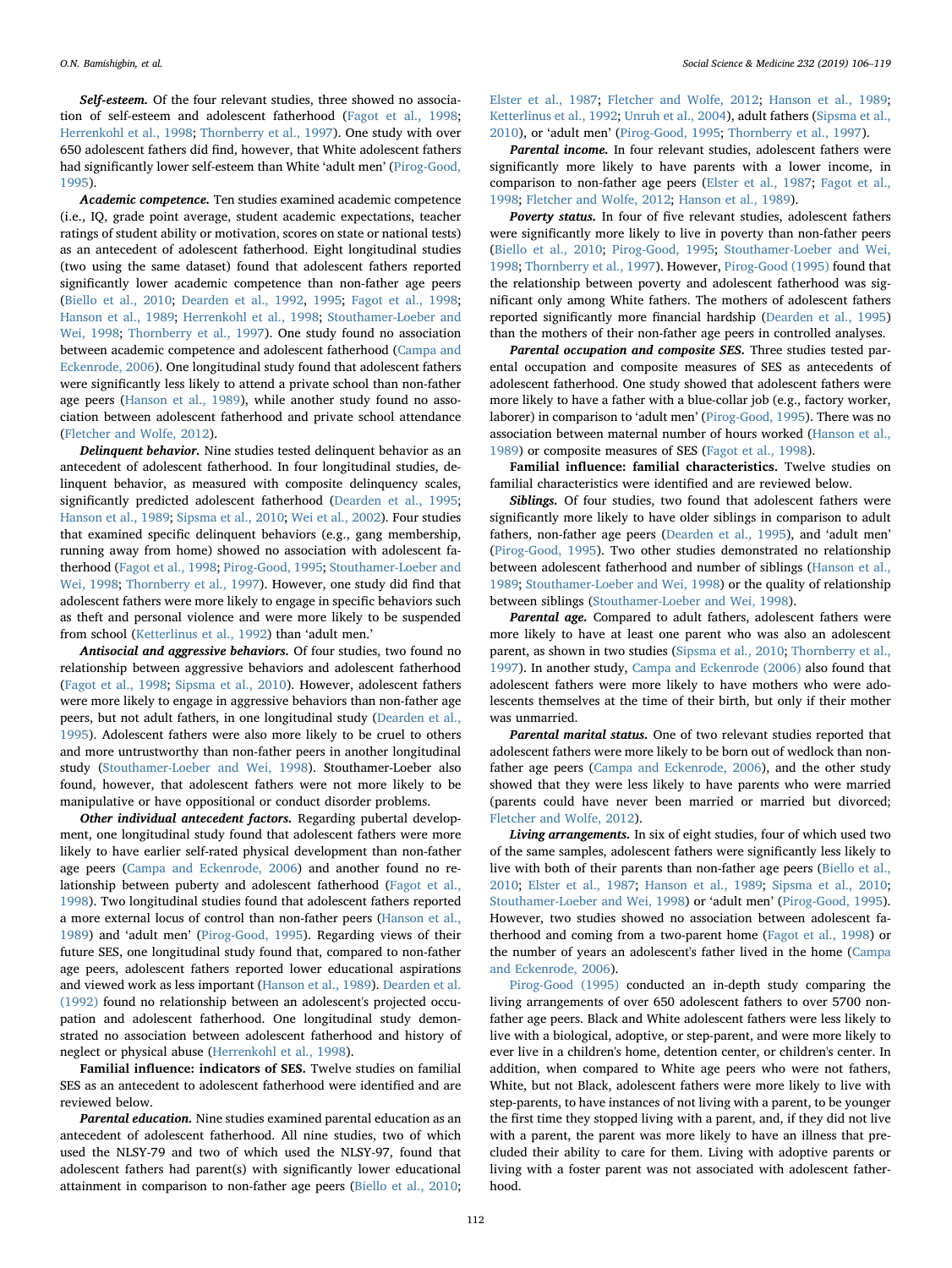***Self-esteem.*** Of the four relevant studies, three showed no association of self-esteem and adolescent fatherhood (Fagot et al., 1998; Herrenkohl et al., 1998; Thornberry et al., 1997). One study with over 650 adolescent fathers did find, however, that White adolescent fathers had significantly lower self-esteem than White 'adult men' (Pirog-Good, 1995).

***Academic competence.*** Ten studies examined academic competence (i.e., IQ, grade point average, student academic expectations, teacher ratings of student ability or motivation, scores on state or national tests) as an antecedent of adolescent fatherhood. Eight longitudinal studies (two using the same dataset) found that adolescent fathers reported significantly lower academic competence than non-father age peers (Biello et al., 2010; Dearden et al., 1992, 1995; Fagot et al., 1998; Hanson et al., 1989; Herrenkohl et al., 1998; Stouthamer-Loeber and Wei, 1998; Thornberry et al., 1997). One study found no association between academic competence and adolescent fatherhood (Campa and Eckenrode, 2006). One longitudinal study found that adolescent fathers were significantly less likely to attend a private school than non-father age peers (Hanson et al., 1989), while another study found no association between adolescent fatherhood and private school attendance (Fletcher and Wolfe, 2012).

***Delinquent behavior.*** Nine studies tested delinquent behavior as an antecedent of adolescent fatherhood. In four longitudinal studies, delinquent behavior, as measured with composite delinquency scales, significantly predicted adolescent fatherhood (Dearden et al., 1995; Hanson et al., 1989; Sipsma et al., 2010; Wei et al., 2002). Four studies that examined specific delinquent behaviors (e.g., gang membership, running away from home) showed no association with adolescent fatherhood (Fagot et al., 1998; Pirog-Good, 1995; Stouthamer-Loeber and Wei, 1998; Thornberry et al., 1997). However, one study did find that adolescent fathers were more likely to engage in specific behaviors such as theft and personal violence and were more likely to be suspended from school (Ketterlinus et al., 1992) than 'adult men.'

***Antisocial and aggressive behaviors.*** Of four studies, two found no relationship between aggressive behaviors and adolescent fatherhood (Fagot et al., 1998; Sipsma et al., 2010). However, adolescent fathers were more likely to engage in aggressive behaviors than non-father age peers, but not adult fathers, in one longitudinal study (Dearden et al., 1995). Adolescent fathers were also more likely to be cruel to others and more untrustworthy than non-father peers in another longitudinal study (Stouthamer-Loeber and Wei, 1998). Stouthamer-Loeber also found, however, that adolescent fathers were not more likely to be manipulative or have oppositional or conduct disorder problems.

***Other individual antecedent factors.*** Regarding pubertal development, one longitudinal study found that adolescent fathers were more likely to have earlier self-rated physical development than non-father age peers (Campa and Eckenrode, 2006) and another found no relationship between puberty and adolescent fatherhood (Fagot et al., 1998). Two longitudinal studies found that adolescent fathers reported a more external locus of control than non-father peers (Hanson et al., 1989) and 'adult men' (Pirog-Good, 1995). Regarding views of their future SES, one longitudinal study found that, compared to non-father age peers, adolescent fathers reported lower educational aspirations and viewed work as less important (Hanson et al., 1989). Dearden et al. (1992) found no relationship between an adolescent's projected occupation and adolescent fatherhood. One longitudinal study demonstrated no association between adolescent fatherhood and history of neglect or physical abuse (Herrenkohl et al., 1998).

**Familial influence: indicators of SES.** Twelve studies on familial SES as an antecedent to adolescent fatherhood were identified and are reviewed below.

***Parental education.*** Nine studies examined parental education as an antecedent of adolescent fatherhood. All nine studies, two of which used the NLSY-79 and two of which used the NLSY-97, found that adolescent fathers had parent(s) with significantly lower educational attainment in comparison to non-father age peers (Biello et al., 2010; Elster et al., 1987; Fletcher and Wolfe, 2012; Hanson et al., 1989; Ketterlinus et al., 1992; Unruh et al., 2004), adult fathers (Sipsma et al., 2010), or 'adult men' (Pirog-Good, 1995; Thornberry et al., 1997).

***Parental income.*** In four relevant studies, adolescent fathers were significantly more likely to have parents with a lower income, in comparison to non-father age peers (Elster et al., 1987; Fagot et al., 1998; Fletcher and Wolfe, 2012; Hanson et al., 1989).

***Poverty status.*** In four of five relevant studies, adolescent fathers were significantly more likely to live in poverty than non-father peers (Biello et al., 2010; Pirog-Good, 1995; Stouthamer-Loeber and Wei, 1998; Thornberry et al., 1997). However, Pirog-Good (1995) found that the relationship between poverty and adolescent fatherhood was significant only among White fathers. The mothers of adolescent fathers reported significantly more financial hardship (Dearden et al., 1995) than the mothers of their non-father age peers in controlled analyses.

***Parental occupation and composite SES.*** Three studies tested parental occupation and composite measures of SES as antecedents of adolescent fatherhood. One study showed that adolescent fathers were more likely to have a father with a blue-collar job (e.g., factory worker, laborer) in comparison to 'adult men' (Pirog-Good, 1995). There was no association between maternal number of hours worked (Hanson et al., 1989) or composite measures of SES (Fagot et al., 1998).

**Familial influence: familial characteristics.** Twelve studies on familial characteristics were identified and are reviewed below.

***Siblings.*** Of four studies, two found that adolescent fathers were significantly more likely to have older siblings in comparison to adult fathers, non-father age peers (Dearden et al., 1995), and 'adult men' (Pirog-Good, 1995). Two other studies demonstrated no relationship between adolescent fatherhood and number of siblings (Hanson et al., 1989; Stouthamer-Loeber and Wei, 1998) or the quality of relationship between siblings (Stouthamer-Loeber and Wei, 1998).

***Parental age.*** Compared to adult fathers, adolescent fathers were more likely to have at least one parent who was also an adolescent parent, as shown in two studies (Sipsma et al., 2010; Thornberry et al., 1997). In another study, Campa and Eckenrode (2006) also found that adolescent fathers were more likely to have mothers who were adolescents themselves at the time of their birth, but only if their mother was unmarried.

***Parental marital status.*** One of two relevant studies reported that adolescent fathers were more likely to be born out of wedlock than non-father age peers (Campa and Eckenrode, 2006), and the other study showed that they were less likely to have parents who were married (parents could have never been married or married but divorced; Fletcher and Wolfe, 2012).

***Living arrangements.*** In six of eight studies, four of which used two of the same samples, adolescent fathers were significantly less likely to live with both of their parents than non-father age peers (Biello et al., 2010; Elster et al., 1987; Hanson et al., 1989; Sipsma et al., 2010; Stouthamer-Loeber and Wei, 1998) or 'adult men' (Pirog-Good, 1995). However, two studies showed no association between adolescent fatherhood and coming from a two-parent home (Fagot et al., 1998) or the number of years an adolescent's father lived in the home (Campa and Eckenrode, 2006).

Pirog-Good (1995) conducted an in-depth study comparing the living arrangements of over 650 adolescent fathers to over 5700 non-father age peers. Black and White adolescent fathers were less likely to live with a biological, adoptive, or step-parent, and were more likely to ever live in a children's home, detention center, or children's center. In addition, when compared to White age peers who were not fathers, White, but not Black, adolescent fathers were more likely to live with step-parents, to have instances of not living with a parent, to be younger the first time they stopped living with a parent, and, if they did not live with a parent, the parent was more likely to have an illness that precluded their ability to care for them. Living with adoptive parents or living with a foster parent was not associated with adolescent fatherhood.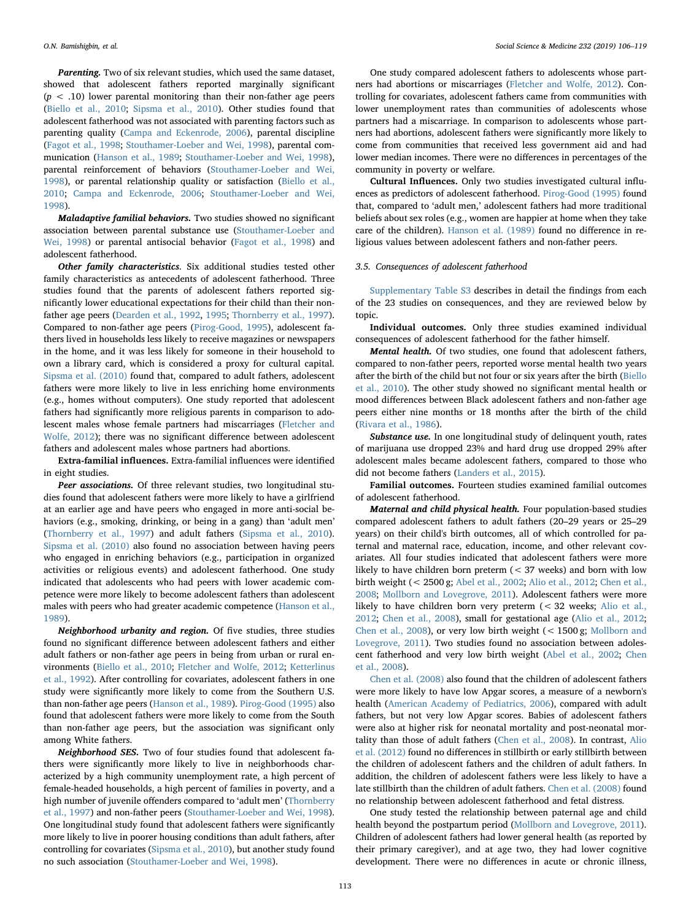***Parenting.*** Two of six relevant studies, which used the same dataset, showed that adolescent fathers reported marginally significant ($p < .10$) lower parental monitoring than their non-father age peers (Biello et al., 2010; Sipsma et al., 2010). Other studies found that adolescent fatherhood was not associated with parenting factors such as parenting quality (Campa and Eckenrode, 2006), parental discipline (Fagot et al., 1998; Stouthamer-Loeber and Wei, 1998), parental communication (Hanson et al., 1989; Stouthamer-Loeber and Wei, 1998), parental reinforcement of behaviors (Stouthamer-Loeber and Wei, 1998), or parental relationship quality or satisfaction (Biello et al., 2010; Campa and Eckenrode, 2006; Stouthamer-Loeber and Wei, 1998).

***Maladaptive familial behaviors.*** Two studies showed no significant association between parental substance use (Stouthamer-Loeber and Wei, 1998) or parental antisocial behavior (Fagot et al., 1998) and adolescent fatherhood.

***Other family characteristics***. Six additional studies tested other family characteristics as antecedents of adolescent fatherhood. Three studies found that the parents of adolescent fathers reported significantly lower educational expectations for their child than their non-father age peers (Dearden et al., 1992, 1995; Thornberry et al., 1997). Compared to non-father age peers (Pirog-Good, 1995), adolescent fathers lived in households less likely to receive magazines or newspapers in the home, and it was less likely for someone in their household to own a library card, which is considered a proxy for cultural capital. Sipsma et al. (2010) found that, compared to adult fathers, adolescent fathers were more likely to live in less enriching home environments (e.g., homes without computers). One study reported that adolescent fathers had significantly more religious parents in comparison to adolescent males whose female partners had miscarriages (Fletcher and Wolfe, 2012); there was no significant difference between adolescent fathers and adolescent males whose partners had abortions.

**Extra-familial influences.** Extra-familial influences were identified in eight studies.

***Peer associations.*** Of three relevant studies, two longitudinal studies found that adolescent fathers were more likely to have a girlfriend at an earlier age and have peers who engaged in more anti-social behaviors (e.g., smoking, drinking, or being in a gang) than 'adult men' (Thornberry et al., 1997) and adult fathers (Sipsma et al., 2010). Sipsma et al. (2010) also found no association between having peers who engaged in enriching behaviors (e.g., participation in organized activities or religious events) and adolescent fatherhood. One study indicated that adolescents who had peers with lower academic competence were more likely to become adolescent fathers than adolescent males with peers who had greater academic competence (Hanson et al., 1989).

***Neighborhood urbanity and region.*** Of five studies, three studies found no significant difference between adolescent fathers and either adult fathers or non-father age peers in being from urban or rural environments (Biello et al., 2010; Fletcher and Wolfe, 2012; Ketterlinus et al., 1992). After controlling for covariates, adolescent fathers in one study were significantly more likely to come from the Southern U.S. than non-father age peers (Hanson et al., 1989). Pirog-Good (1995) also found that adolescent fathers were more likely to come from the South than non-father age peers, but the association was significant only among White fathers.

***Neighborhood SES.*** Two of four studies found that adolescent fathers were significantly more likely to live in neighborhoods characterized by a high community unemployment rate, a high percent of female-headed households, a high percent of families in poverty, and a high number of juvenile offenders compared to 'adult men' (Thornberry et al., 1997) and non-father peers (Stouthamer-Loeber and Wei, 1998). One longitudinal study found that adolescent fathers were significantly more likely to live in poorer housing conditions than adult fathers, after controlling for covariates (Sipsma et al., 2010), but another study found no such association (Stouthamer-Loeber and Wei, 1998).

One study compared adolescent fathers to adolescents whose partners had abortions or miscarriages (Fletcher and Wolfe, 2012). Controlling for covariates, adolescent fathers came from communities with lower unemployment rates than communities of adolescents whose partners had a miscarriage. In comparison to adolescents whose partners had abortions, adolescent fathers were significantly more likely to come from communities that received less government aid and had lower median incomes. There were no differences in percentages of the community in poverty or welfare.

**Cultural Influences.** Only two studies investigated cultural influences as predictors of adolescent fatherhood. Pirog-Good (1995) found that, compared to 'adult men,' adolescent fathers had more traditional beliefs about sex roles (e.g., women are happier at home when they take care of the children). Hanson et al. (1989) found no difference in religious values between adolescent fathers and non-father peers.

### 3.5. Consequences of adolescent fatherhood

Supplementary Table S3 describes in detail the findings from each of the 23 studies on consequences, and they are reviewed below by topic.

**Individual outcomes.** Only three studies examined individual consequences of adolescent fatherhood for the father himself.

***Mental health.*** Of two studies, one found that adolescent fathers, compared to non-father peers, reported worse mental health two years after the birth of the child but not four or six years after the birth (Biello et al., 2010). The other study showed no significant mental health or mood differences between Black adolescent fathers and non-father age peers either nine months or 18 months after the birth of the child (Rivara et al., 1986).

***Substance use.*** In one longitudinal study of delinquent youth, rates of marijuana use dropped 23% and hard drug use dropped 29% after adolescent males became adolescent fathers, compared to those who did not become fathers (Landers et al., 2015).

**Familial outcomes.** Fourteen studies examined familial outcomes of adolescent fatherhood.

***Maternal and child physical health.*** Four population-based studies compared adolescent fathers to adult fathers (20–29 years or 25–29 years) on their child's birth outcomes, all of which controlled for paternal and maternal race, education, income, and other relevant covariates. All four studies indicated that adolescent fathers were more likely to have children born preterm (< 37 weeks) and born with low birth weight (< 2500 g; Abel et al., 2002; Alio et al., 2012; Chen et al., 2008; Mollborn and Lovegrove, 2011). Adolescent fathers were more likely to have children born very preterm (< 32 weeks; Alio et al., 2012; Chen et al., 2008), small for gestational age (Alio et al., 2012; Chen et al., 2008), or very low birth weight (< 1500 g; Mollborn and Lovegrove, 2011). Two studies found no association between adolescent fatherhood and very low birth weight (Abel et al., 2002; Chen et al., 2008).

Chen et al. (2008) also found that the children of adolescent fathers were more likely to have low Apgar scores, a measure of a newborn's health (American Academy of Pediatrics, 2006), compared with adult fathers, but not very low Apgar scores. Babies of adolescent fathers were also at higher risk for neonatal mortality and post-neonatal mortality than those of adult fathers (Chen et al., 2008). In contrast, Alio et al. (2012) found no differences in stillbirth or early stillbirth between the children of adolescent fathers and the children of adult fathers. In addition, the children of adolescent fathers were less likely to have a late stillbirth than the children of adult fathers. Chen et al. (2008) found no relationship between adolescent fatherhood and fetal distress.

One study tested the relationship between paternal age and child health beyond the postpartum period (Mollborn and Lovegrove, 2011). Children of adolescent fathers had lower general health (as reported by their primary caregiver), and at age two, they had lower cognitive development. There were no differences in acute or chronic illness,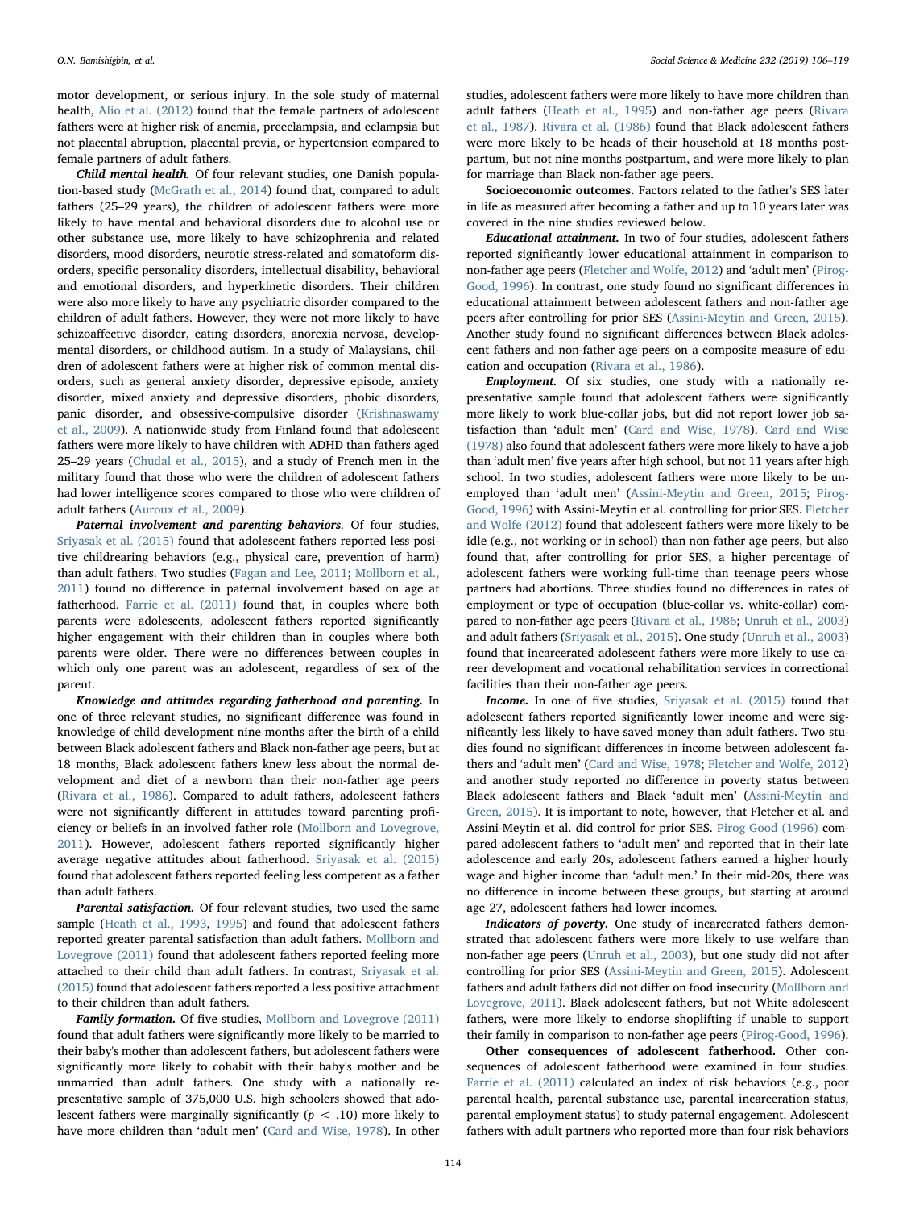motor development, or serious injury. In the sole study of maternal health, Alio et al. (2012) found that the female partners of adolescent fathers were at higher risk of anemia, preeclampsia, and eclampsia but not placental abruption, placental previa, or hypertension compared to female partners of adult fathers.

***Child mental health.*** Of four relevant studies, one Danish population-based study (McGrath et al., 2014) found that, compared to adult fathers (25–29 years), the children of adolescent fathers were more likely to have mental and behavioral disorders due to alcohol use or other substance use, more likely to have schizophrenia and related disorders, mood disorders, neurotic stress-related and somatoform disorders, specific personality disorders, intellectual disability, behavioral and emotional disorders, and hyperkinetic disorders. Their children were also more likely to have any psychiatric disorder compared to the children of adult fathers. However, they were not more likely to have schizoaffective disorder, eating disorders, anorexia nervosa, developmental disorders, or childhood autism. In a study of Malaysians, children of adolescent fathers were at higher risk of common mental disorders, such as general anxiety disorder, depressive episode, anxiety disorder, mixed anxiety and depressive disorders, phobic disorders, panic disorder, and obsessive-compulsive disorder (Krishnaswamy et al., 2009). A nationwide study from Finland found that adolescent fathers were more likely to have children with ADHD than fathers aged 25–29 years (Chudal et al., 2015), and a study of French men in the military found that those who were the children of adolescent fathers had lower intelligence scores compared to those who were children of adult fathers (Auroux et al., 2009).

***Paternal involvement and parenting behaviors.*** Of four studies, Sriyasak et al. (2015) found that adolescent fathers reported less positive childrearing behaviors (e.g., physical care, prevention of harm) than adult fathers. Two studies (Fagan and Lee, 2011; Mollborn et al., 2011) found no difference in paternal involvement based on age at fatherhood. Farrie et al. (2011) found that, in couples where both parents were adolescents, adolescent fathers reported significantly higher engagement with their children than in couples where both parents were older. There were no differences between couples in which only one parent was an adolescent, regardless of sex of the parent.

***Knowledge and attitudes regarding fatherhood and parenting.*** In one of three relevant studies, no significant difference was found in knowledge of child development nine months after the birth of a child between Black adolescent fathers and Black non-father age peers, but at 18 months, Black adolescent fathers knew less about the normal development and diet of a newborn than their non-father age peers (Rivara et al., 1986). Compared to adult fathers, adolescent fathers were not significantly different in attitudes toward parenting proficiency or beliefs in an involved father role (Mollborn and Lovegrove, 2011). However, adolescent fathers reported significantly higher average negative attitudes about fatherhood. Sriyasak et al. (2015) found that adolescent fathers reported feeling less competent as a father than adult fathers.

***Parental satisfaction.*** Of four relevant studies, two used the same sample (Heath et al., 1993, 1995) and found that adolescent fathers reported greater parental satisfaction than adult fathers. Mollborn and Lovegrove (2011) found that adolescent fathers reported feeling more attached to their child than adult fathers. In contrast, Sriyasak et al. (2015) found that adolescent fathers reported a less positive attachment to their children than adult fathers.

***Family formation.*** Of five studies, Mollborn and Lovegrove (2011) found that adult fathers were significantly more likely to be married to their baby's mother than adolescent fathers, but adolescent fathers were significantly more likely to cohabit with their baby's mother and be unmarried than adult fathers. One study with a nationally representative sample of 375,000 U.S. high schoolers showed that adolescent fathers were marginally significantly ($p < .10$) more likely to have more children than 'adult men' (Card and Wise, 1978). In other studies, adolescent fathers were more likely to have more children than adult fathers (Heath et al., 1995) and non-father age peers (Rivara et al., 1987). Rivara et al. (1986) found that Black adolescent fathers were more likely to be heads of their household at 18 months postpartum, but not nine months postpartum, and were more likely to plan for marriage than Black non-father age peers.

**Socioeconomic outcomes.** Factors related to the father's SES later in life as measured after becoming a father and up to 10 years later was covered in the nine studies reviewed below.

***Educational attainment.*** In two of four studies, adolescent fathers reported significantly lower educational attainment in comparison to non-father age peers (Fletcher and Wolfe, 2012) and 'adult men' (Pirog-Good, 1996). In contrast, one study found no significant differences in educational attainment between adolescent fathers and non-father age peers after controlling for prior SES (Assini-Meytin and Green, 2015). Another study found no significant differences between Black adolescent fathers and non-father age peers on a composite measure of education and occupation (Rivara et al., 1986).

***Employment.*** Of six studies, one study with a nationally representative sample found that adolescent fathers were significantly more likely to work blue-collar jobs, but did not report lower job satisfaction than 'adult men' (Card and Wise, 1978). Card and Wise (1978) also found that adolescent fathers were more likely to have a job than 'adult men' five years after high school, but not 11 years after high school. In two studies, adolescent fathers were more likely to be unemployed than 'adult men' (Assini-Meytin and Green, 2015; Pirog-Good, 1996) with Assini-Meytin et al. controlling for prior SES. Fletcher and Wolfe (2012) found that adolescent fathers were more likely to be idle (e.g., not working or in school) than non-father age peers, but also found that, after controlling for prior SES, a higher percentage of adolescent fathers were working full-time than teenage peers whose partners had abortions. Three studies found no differences in rates of employment or type of occupation (blue-collar vs. white-collar) compared to non-father age peers (Rivara et al., 1986; Unruh et al., 2003) and adult fathers (Sriyasak et al., 2015). One study (Unruh et al., 2003) found that incarcerated adolescent fathers were more likely to use career development and vocational rehabilitation services in correctional facilities than their non-father age peers.

***Income.*** In one of five studies, Sriyasak et al. (2015) found that adolescent fathers reported significantly lower income and were significantly less likely to have saved money than adult fathers. Two studies found no significant differences in income between adolescent fathers and 'adult men' (Card and Wise, 1978; Fletcher and Wolfe, 2012) and another study reported no difference in poverty status between Black adolescent fathers and Black 'adult men' (Assini-Meytin and Green, 2015). It is important to note, however, that Fletcher et al. and Assini-Meytin et al. did control for prior SES. Pirog-Good (1996) compared adolescent fathers to 'adult men' and reported that in their late adolescence and early 20s, adolescent fathers earned a higher hourly wage and higher income than 'adult men.' In their mid-20s, there was no difference in income between these groups, but starting at around age 27, adolescent fathers had lower incomes.

***Indicators of poverty.*** One study of incarcerated fathers demonstrated that adolescent fathers were more likely to use welfare than non-father age peers (Unruh et al., 2003), but one study did not after controlling for prior SES (Assini-Meytin and Green, 2015). Adolescent fathers and adult fathers did not differ on food insecurity (Mollborn and Lovegrove, 2011). Black adolescent fathers, but not White adolescent fathers, were more likely to endorse shoplifting if unable to support their family in comparison to non-father age peers (Pirog-Good, 1996).

**Other consequences of adolescent fatherhood.** Other consequences of adolescent fatherhood were examined in four studies. Farrie et al. (2011) calculated an index of risk behaviors (e.g., poor parental health, parental substance use, parental incarceration status, parental employment status) to study paternal engagement. Adolescent fathers with adult partners who reported more than four risk behaviors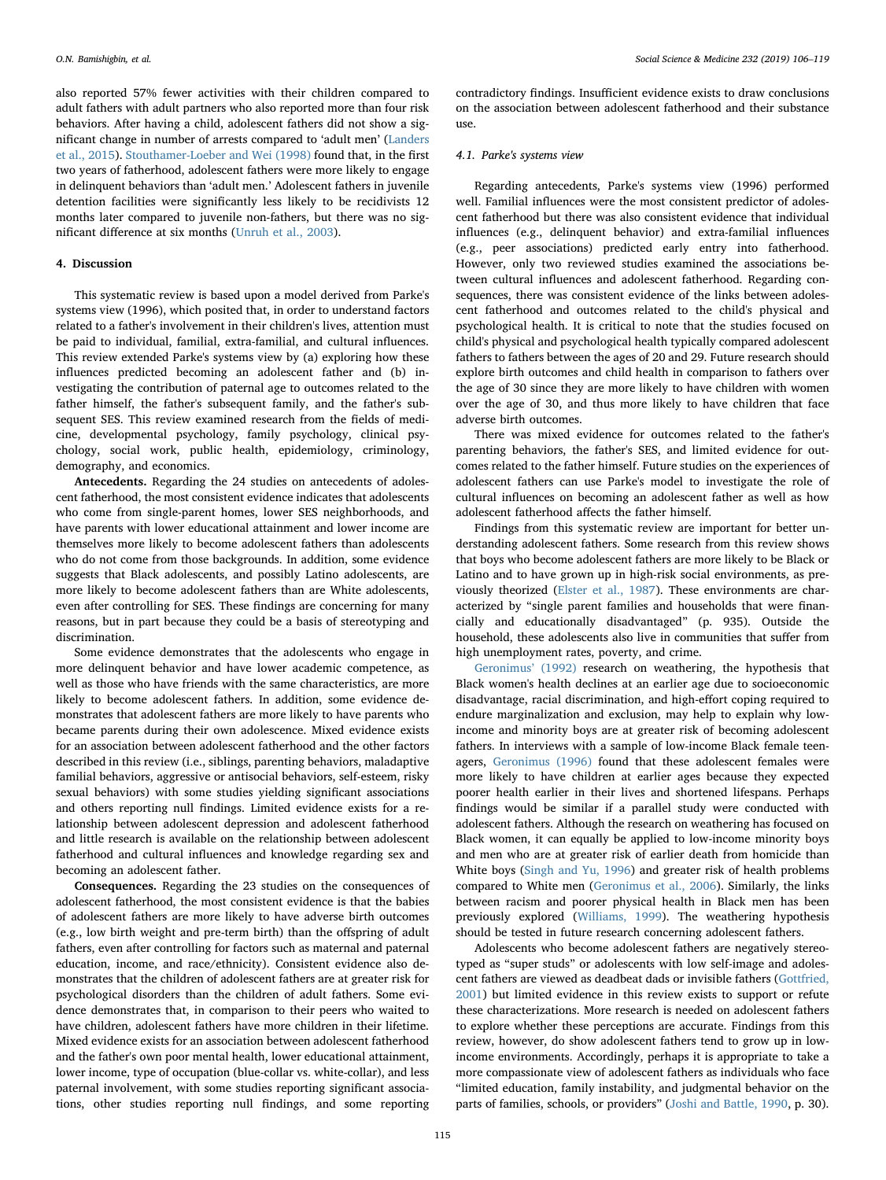also reported 57% fewer activities with their children compared to adult fathers with adult partners who also reported more than four risk behaviors. After having a child, adolescent fathers did not show a significant change in number of arrests compared to 'adult men' (Landers et al., 2015). Stouthamer-Loeber and Wei (1998) found that, in the first two years of fatherhood, adolescent fathers were more likely to engage in delinquent behaviors than 'adult men.' Adolescent fathers in juvenile detention facilities were significantly less likely to be recidivists 12 months later compared to juvenile non-fathers, but there was no significant difference at six months (Unruh et al., 2003).

## 4. Discussion

This systematic review is based upon a model derived from Parke's systems view (1996), which posited that, in order to understand factors related to a father's involvement in their children's lives, attention must be paid to individual, familial, extra-familial, and cultural influences. This review extended Parke's systems view by (a) exploring how these influences predicted becoming an adolescent father and (b) investigating the contribution of paternal age to outcomes related to the father himself, the father's subsequent family, and the father's subsequent SES. This review examined research from the fields of medicine, developmental psychology, family psychology, clinical psychology, social work, public health, epidemiology, criminology, demography, and economics.

**Antecedents.** Regarding the 24 studies on antecedents of adolescent fatherhood, the most consistent evidence indicates that adolescents who come from single-parent homes, lower SES neighborhoods, and have parents with lower educational attainment and lower income are themselves more likely to become adolescent fathers than adolescents who do not come from those backgrounds. In addition, some evidence suggests that Black adolescents, and possibly Latino adolescents, are more likely to become adolescent fathers than are White adolescents, even after controlling for SES. These findings are concerning for many reasons, but in part because they could be a basis of stereotyping and discrimination.

Some evidence demonstrates that the adolescents who engage in more delinquent behavior and have lower academic competence, as well as those who have friends with the same characteristics, are more likely to become adolescent fathers. In addition, some evidence demonstrates that adolescent fathers are more likely to have parents who became parents during their own adolescence. Mixed evidence exists for an association between adolescent fatherhood and the other factors described in this review (i.e., siblings, parenting behaviors, maladaptive familial behaviors, aggressive or antisocial behaviors, self-esteem, risky sexual behaviors) with some studies yielding significant associations and others reporting null findings. Limited evidence exists for a relationship between adolescent depression and adolescent fatherhood and little research is available on the relationship between adolescent fatherhood and cultural influences and knowledge regarding sex and becoming an adolescent father.

**Consequences.** Regarding the 23 studies on the consequences of adolescent fatherhood, the most consistent evidence is that the babies of adolescent fathers are more likely to have adverse birth outcomes (e.g., low birth weight and pre-term birth) than the offspring of adult fathers, even after controlling for factors such as maternal and paternal education, income, and race/ethnicity). Consistent evidence also demonstrates that the children of adolescent fathers are at greater risk for psychological disorders than the children of adult fathers. Some evidence demonstrates that, in comparison to their peers who waited to have children, adolescent fathers have more children in their lifetime. Mixed evidence exists for an association between adolescent fatherhood and the father's own poor mental health, lower educational attainment, lower income, type of occupation (blue-collar vs. white-collar), and less paternal involvement, with some studies reporting significant associations, other studies reporting null findings, and some reporting contradictory findings. Insufficient evidence exists to draw conclusions on the association between adolescent fatherhood and their substance use.

### 4.1. Parke's systems view

Regarding antecedents, Parke's systems view (1996) performed well. Familial influences were the most consistent predictor of adolescent fatherhood but there was also consistent evidence that individual influences (e.g., delinquent behavior) and extra-familial influences (e.g., peer associations) predicted early entry into fatherhood. However, only two reviewed studies examined the associations between cultural influences and adolescent fatherhood. Regarding consequences, there was consistent evidence of the links between adolescent fatherhood and outcomes related to the child's physical and psychological health. It is critical to note that the studies focused on child's physical and psychological health typically compared adolescent fathers to fathers between the ages of 20 and 29. Future research should explore birth outcomes and child health in comparison to fathers over the age of 30 since they are more likely to have children with women over the age of 30, and thus more likely to have children that face adverse birth outcomes.

There was mixed evidence for outcomes related to the father's parenting behaviors, the father's SES, and limited evidence for outcomes related to the father himself. Future studies on the experiences of adolescent fathers can use Parke's model to investigate the role of cultural influences on becoming an adolescent father as well as how adolescent fatherhood affects the father himself.

Findings from this systematic review are important for better understanding adolescent fathers. Some research from this review shows that boys who become adolescent fathers are more likely to be Black or Latino and to have grown up in high-risk social environments, as previously theorized (Elster et al., 1987). These environments are characterized by "single parent families and households that were financially and educationally disadvantaged" (p. 935). Outside the household, these adolescents also live in communities that suffer from high unemployment rates, poverty, and crime.

Geronimus' (1992) research on weathering, the hypothesis that Black women's health declines at an earlier age due to socioeconomic disadvantage, racial discrimination, and high-effort coping required to endure marginalization and exclusion, may help to explain why low-income and minority boys are at greater risk of becoming adolescent fathers. In interviews with a sample of low-income Black female teenagers, Geronimus (1996) found that these adolescent females were more likely to have children at earlier ages because they expected poorer health earlier in their lives and shortened lifespans. Perhaps findings would be similar if a parallel study were conducted with adolescent fathers. Although the research on weathering has focused on Black women, it can equally be applied to low-income minority boys and men who are at greater risk of earlier death from homicide than White boys (Singh and Yu, 1996) and greater risk of health problems compared to White men (Geronimus et al., 2006). Similarly, the links between racism and poorer physical health in Black men has been previously explored (Williams, 1999). The weathering hypothesis should be tested in future research concerning adolescent fathers.

Adolescents who become adolescent fathers are negatively stereotyped as "super studs" or adolescents with low self-image and adolescent fathers are viewed as deadbeat dads or invisible fathers (Gottfried, 2001) but limited evidence in this review exists to support or refute these characterizations. More research is needed on adolescent fathers to explore whether these perceptions are accurate. Findings from this review, however, do show adolescent fathers tend to grow up in low-income environments. Accordingly, perhaps it is appropriate to take a more compassionate view of adolescent fathers as individuals who face "limited education, family instability, and judgmental behavior on the parts of families, schools, or providers" (Joshi and Battle, 1990, p. 30).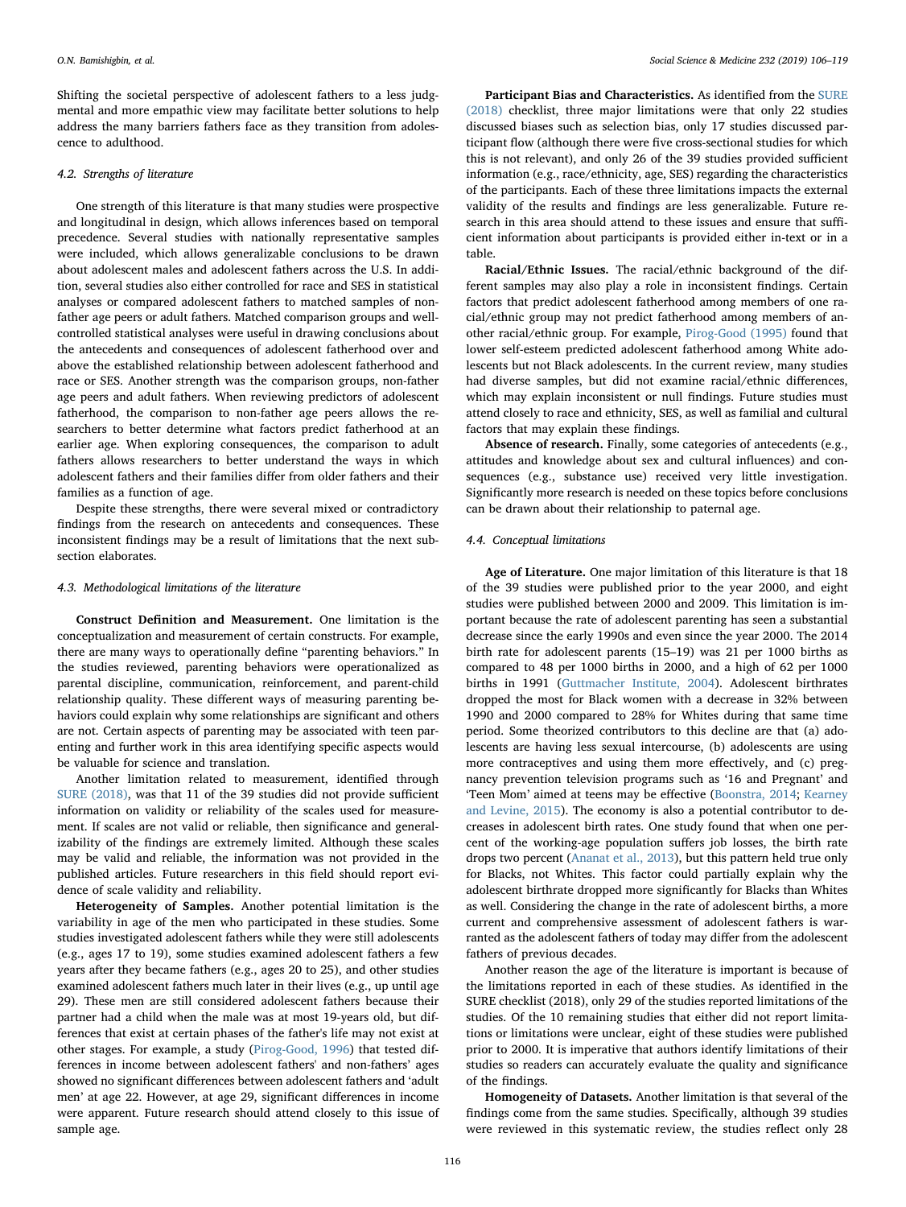Shifting the societal perspective of adolescent fathers to a less judgmental and more empathic view may facilitate better solutions to help address the many barriers fathers face as they transition from adolescence to adulthood.

### 4.2. Strengths of literature

One strength of this literature is that many studies were prospective and longitudinal in design, which allows inferences based on temporal precedence. Several studies with nationally representative samples were included, which allows generalizable conclusions to be drawn about adolescent males and adolescent fathers across the U.S. In addition, several studies also either controlled for race and SES in statistical analyses or compared adolescent fathers to matched samples of non-father age peers or adult fathers. Matched comparison groups and well-controlled statistical analyses were useful in drawing conclusions about the antecedents and consequences of adolescent fatherhood over and above the established relationship between adolescent fatherhood and race or SES. Another strength was the comparison groups, non-father age peers and adult fathers. When reviewing predictors of adolescent fatherhood, the comparison to non-father age peers allows the researchers to better determine what factors predict fatherhood at an earlier age. When exploring consequences, the comparison to adult fathers allows researchers to better understand the ways in which adolescent fathers and their families differ from older fathers and their families as a function of age.

Despite these strengths, there were several mixed or contradictory findings from the research on antecedents and consequences. These inconsistent findings may be a result of limitations that the next subsection elaborates.

### 4.3. Methodological limitations of the literature

**Construct Definition and Measurement.** One limitation is the conceptualization and measurement of certain constructs. For example, there are many ways to operationally define "parenting behaviors." In the studies reviewed, parenting behaviors were operationalized as parental discipline, communication, reinforcement, and parent-child relationship quality. These different ways of measuring parenting behaviors could explain why some relationships are significant and others are not. Certain aspects of parenting may be associated with teen parenting and further work in this area identifying specific aspects would be valuable for science and translation.

Another limitation related to measurement, identified through SURE (2018), was that 11 of the 39 studies did not provide sufficient information on validity or reliability of the scales used for measurement. If scales are not valid or reliable, then significance and generalizability of the findings are extremely limited. Although these scales may be valid and reliable, the information was not provided in the published articles. Future researchers in this field should report evidence of scale validity and reliability.

**Heterogeneity of Samples.** Another potential limitation is the variability in age of the men who participated in these studies. Some studies investigated adolescent fathers while they were still adolescents (e.g., ages 17 to 19), some studies examined adolescent fathers a few years after they became fathers (e.g., ages 20 to 25), and other studies examined adolescent fathers much later in their lives (e.g., up until age 29). These men are still considered adolescent fathers because their partner had a child when the male was at most 19-years old, but differences that exist at certain phases of the father's life may not exist at other stages. For example, a study (Pirog-Good, 1996) that tested differences in income between adolescent fathers' and non-fathers' ages showed no significant differences between adolescent fathers and 'adult men' at age 22. However, at age 29, significant differences in income were apparent. Future research should attend closely to this issue of sample age.

**Participant Bias and Characteristics.** As identified from the SURE (2018) checklist, three major limitations were that only 22 studies discussed biases such as selection bias, only 17 studies discussed participant flow (although there were five cross-sectional studies for which this is not relevant), and only 26 of the 39 studies provided sufficient information (e.g., race/ethnicity, age, SES) regarding the characteristics of the participants. Each of these three limitations impacts the external validity of the results and findings are less generalizable. Future research in this area should attend to these issues and ensure that sufficient information about participants is provided either in-text or in a table.

**Racial/Ethnic Issues.** The racial/ethnic background of the different samples may also play a role in inconsistent findings. Certain factors that predict adolescent fatherhood among members of one racial/ethnic group may not predict fatherhood among members of another racial/ethnic group. For example, Pirog-Good (1995) found that lower self-esteem predicted adolescent fatherhood among White adolescents but not Black adolescents. In the current review, many studies had diverse samples, but did not examine racial/ethnic differences, which may explain inconsistent or null findings. Future studies must attend closely to race and ethnicity, SES, as well as familial and cultural factors that may explain these findings.

**Absence of research.** Finally, some categories of antecedents (e.g., attitudes and knowledge about sex and cultural influences) and consequences (e.g., substance use) received very little investigation. Significantly more research is needed on these topics before conclusions can be drawn about their relationship to paternal age.

### 4.4. Conceptual limitations

**Age of Literature.** One major limitation of this literature is that 18 of the 39 studies were published prior to the year 2000, and eight studies were published between 2000 and 2009. This limitation is important because the rate of adolescent parenting has seen a substantial decrease since the early 1990s and even since the year 2000. The 2014 birth rate for adolescent parents (15–19) was 21 per 1000 births as compared to 48 per 1000 births in 2000, and a high of 62 per 1000 births in 1991 (Guttmacher Institute, 2004). Adolescent birthrates dropped the most for Black women with a decrease in 32% between 1990 and 2000 compared to 28% for Whites during that same time period. Some theorized contributors to this decline are that (a) adolescents are having less sexual intercourse, (b) adolescents are using more contraceptives and using them more effectively, and (c) pregnancy prevention television programs such as '16 and Pregnant' and 'Teen Mom' aimed at teens may be effective (Boonstra, 2014; Kearney and Levine, 2015). The economy is also a potential contributor to decreases in adolescent birth rates. One study found that when one percent of the working-age population suffers job losses, the birth rate drops two percent (Ananat et al., 2013), but this pattern held true only for Blacks, not Whites. This factor could partially explain why the adolescent birthrate dropped more significantly for Blacks than Whites as well. Considering the change in the rate of adolescent births, a more current and comprehensive assessment of adolescent fathers is warranted as the adolescent fathers of today may differ from the adolescent fathers of previous decades.

Another reason the age of the literature is important is because of the limitations reported in each of these studies. As identified in the SURE checklist (2018), only 29 of the studies reported limitations of the studies. Of the 10 remaining studies that either did not report limitations or limitations were unclear, eight of these studies were published prior to 2000. It is imperative that authors identify limitations of their studies so readers can accurately evaluate the quality and significance of the findings.

**Homogeneity of Datasets.** Another limitation is that several of the findings come from the same studies. Specifically, although 39 studies were reviewed in this systematic review, the studies reflect only 28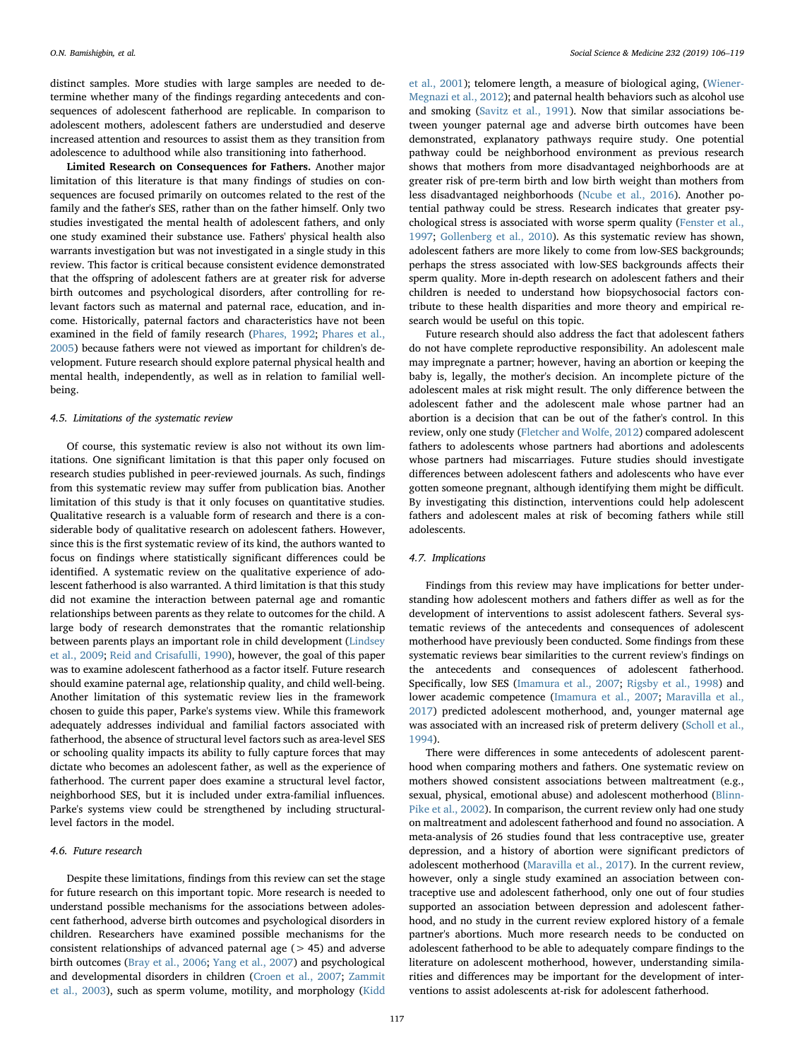distinct samples. More studies with large samples are needed to determine whether many of the findings regarding antecedents and consequences of adolescent fatherhood are replicable. In comparison to adolescent mothers, adolescent fathers are understudied and deserve increased attention and resources to assist them as they transition from adolescence to adulthood while also transitioning into fatherhood.

**Limited Research on Consequences for Fathers.** Another major limitation of this literature is that many findings of studies on consequences are focused primarily on outcomes related to the rest of the family and the father's SES, rather than on the father himself. Only two studies investigated the mental health of adolescent fathers, and only one study examined their substance use. Fathers' physical health also warrants investigation but was not investigated in a single study in this review. This factor is critical because consistent evidence demonstrated that the offspring of adolescent fathers are at greater risk for adverse birth outcomes and psychological disorders, after controlling for relevant factors such as maternal and paternal race, education, and income. Historically, paternal factors and characteristics have not been examined in the field of family research (Phares, 1992; Phares et al., 2005) because fathers were not viewed as important for children's development. Future research should explore paternal physical health and mental health, independently, as well as in relation to familial well-being.

### 4.5. Limitations of the systematic review

Of course, this systematic review is also not without its own limitations. One significant limitation is that this paper only focused on research studies published in peer-reviewed journals. As such, findings from this systematic review may suffer from publication bias. Another limitation of this study is that it only focuses on quantitative studies. Qualitative research is a valuable form of research and there is a considerable body of qualitative research on adolescent fathers. However, since this is the first systematic review of its kind, the authors wanted to focus on findings where statistically significant differences could be identified. A systematic review on the qualitative experience of adolescent fatherhood is also warranted. A third limitation is that this study did not examine the interaction between paternal age and romantic relationships between parents as they relate to outcomes for the child. A large body of research demonstrates that the romantic relationship between parents plays an important role in child development (Lindsey et al., 2009; Reid and Crisafulli, 1990), however, the goal of this paper was to examine adolescent fatherhood as a factor itself. Future research should examine paternal age, relationship quality, and child well-being. Another limitation of this systematic review lies in the framework chosen to guide this paper, Parke's systems view. While this framework adequately addresses individual and familial factors associated with fatherhood, the absence of structural level factors such as area-level SES or schooling quality impacts its ability to fully capture forces that may dictate who becomes an adolescent father, as well as the experience of fatherhood. The current paper does examine a structural level factor, neighborhood SES, but it is included under extra-familial influences. Parke's systems view could be strengthened by including structural-level factors in the model.

### 4.6. Future research

Despite these limitations, findings from this review can set the stage for future research on this important topic. More research is needed to understand possible mechanisms for the associations between adolescent fatherhood, adverse birth outcomes and psychological disorders in children. Researchers have examined possible mechanisms for the consistent relationships of advanced paternal age (> 45) and adverse birth outcomes (Bray et al., 2006; Yang et al., 2007) and psychological and developmental disorders in children (Croen et al., 2007; Zammit et al., 2003), such as sperm volume, motility, and morphology (Kidd et al., 2001); telomere length, a measure of biological aging, (Wiener-Megnazi et al., 2012); and paternal health behaviors such as alcohol use and smoking (Savitz et al., 1991). Now that similar associations between younger paternal age and adverse birth outcomes have been demonstrated, explanatory pathways require study. One potential pathway could be neighborhood environment as previous research shows that mothers from more disadvantaged neighborhoods are at greater risk of pre-term birth and low birth weight than mothers from less disadvantaged neighborhoods (Ncube et al., 2016). Another potential pathway could be stress. Research indicates that greater psychological stress is associated with worse sperm quality (Fenster et al., 1997; Gollenberg et al., 2010). As this systematic review has shown, adolescent fathers are more likely to come from low-SES backgrounds; perhaps the stress associated with low-SES backgrounds affects their sperm quality. More in-depth research on adolescent fathers and their children is needed to understand how biopsychosocial factors contribute to these health disparities and more theory and empirical research would be useful on this topic.

Future research should also address the fact that adolescent fathers do not have complete reproductive responsibility. An adolescent male may impregnate a partner; however, having an abortion or keeping the baby is, legally, the mother's decision. An incomplete picture of the adolescent males at risk might result. The only difference between the adolescent father and the adolescent male whose partner had an abortion is a decision that can be out of the father's control. In this review, only one study (Fletcher and Wolfe, 2012) compared adolescent fathers to adolescents whose partners had abortions and adolescents whose partners had miscarriages. Future studies should investigate differences between adolescent fathers and adolescents who have ever gotten someone pregnant, although identifying them might be difficult. By investigating this distinction, interventions could help adolescent fathers and adolescent males at risk of becoming fathers while still adolescents.

### 4.7. Implications

Findings from this review may have implications for better understanding how adolescent mothers and fathers differ as well as for the development of interventions to assist adolescent fathers. Several systematic reviews of the antecedents and consequences of adolescent motherhood have previously been conducted. Some findings from these systematic reviews bear similarities to the current review's findings on the antecedents and consequences of adolescent fatherhood. Specifically, low SES (Imamura et al., 2007; Rigsby et al., 1998) and lower academic competence (Imamura et al., 2007; Maravilla et al., 2017) predicted adolescent motherhood, and, younger maternal age was associated with an increased risk of preterm delivery (Scholl et al., 1994).

There were differences in some antecedents of adolescent parenthood when comparing mothers and fathers. One systematic review on mothers showed consistent associations between maltreatment (e.g., sexual, physical, emotional abuse) and adolescent motherhood (Blinn-Pike et al., 2002). In comparison, the current review only had one study on maltreatment and adolescent fatherhood and found no association. A meta-analysis of 26 studies found that less contraceptive use, greater depression, and a history of abortion were significant predictors of adolescent motherhood (Maravilla et al., 2017). In the current review, however, only a single study examined an association between contraceptive use and adolescent fatherhood, only one out of four studies supported an association between depression and adolescent fatherhood, and no study in the current review explored history of a female partner's abortions. Much more research needs to be conducted on adolescent fatherhood to be able to adequately compare findings to the literature on adolescent motherhood, however, understanding similarities and differences may be important for the development of interventions to assist adolescents at-risk for adolescent fatherhood.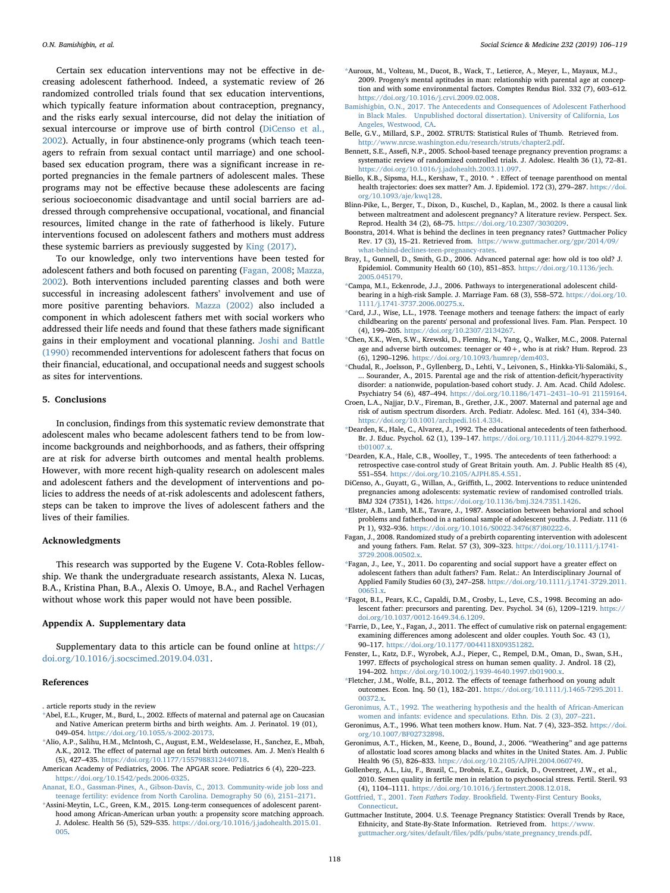Certain sex education interventions may not be effective in decreasing adolescent fatherhood. Indeed, a systematic review of 26 randomized controlled trials found that sex education interventions, which typically feature information about contraception, pregnancy, and the risks early sexual intercourse, did not delay the initiation of sexual intercourse or improve use of birth control (DiCenso et al., 2002). Actually, in four abstinence-only programs (which teach teenagers to refrain from sexual contact until marriage) and one school-based sex education program, there was a significant increase in reported pregnancies in the female partners of adolescent males. These programs may not be effective because these adolescents are facing serious socioeconomic disadvantage and until social barriers are addressed through comprehensive occupational, vocational, and financial resources, limited change in the rate of fatherhood is likely. Future interventions focused on adolescent fathers and mothers must address these systemic barriers as previously suggested by King (2017).

To our knowledge, only two interventions have been tested for adolescent fathers and both focused on parenting (Fagan, 2008; Mazza, 2002). Both interventions included parenting classes and both were successful in increasing adolescent fathers' involvement and use of more positive parenting behaviors. Mazza (2002) also included a component in which adolescent fathers met with social workers who addressed their life needs and found that these fathers made significant gains in their employment and vocational planning. Joshi and Battle (1990) recommended interventions for adolescent fathers that focus on their financial, educational, and occupational needs and suggest schools as sites for interventions.

## 5. Conclusions

In conclusion, findings from this systematic review demonstrate that adolescent males who became adolescent fathers tend to be from low-income backgrounds and neighborhoods, and as fathers, their offspring are at risk for adverse birth outcomes and mental health problems. However, with more recent high-quality research on adolescent males and adolescent fathers and the development of interventions and policies to address the needs of at-risk adolescents and adolescent fathers, steps can be taken to improve the lives of adolescent fathers and the lives of their families.

## Acknowledgments

This research was supported by the Eugene V. Cota-Robles fellowship. We thank the undergraduate research assistants, Alexa N. Lucas, B.A., Kristina Phan, B.A., Alexis O. Umoye, B.A., and Rachel Verhagen without whose work this paper would not have been possible.

## Appendix A. Supplementary data

Supplementary data to this article can be found online at https://doi.org/10.1016/j.socscimed.2019.04.031.

## References

. article reports study in the review

*Abel, E.L., Kruger, M., Burd, L., 2002. Effects of maternal and paternal age on Caucasian and Native American preterm births and birth weights. Am. J. Perinatol. 19 (01), 049–054. https://doi.org/10.1055/s-2002-20173.

*Alio, A.P., Salihu, H.M., McIntosh, C., August, E.M., Weldeselasse, H., Sanchez, E., Mbah, A.K., 2012. The effect of paternal age on fetal birth outcomes. Am. J. Men's Health 6 (5), 427–435. https://doi.org/10.1177/1557988312440718.

American Academy of Pediatrics, 2006. The APGAR score. Pediatrics 6 (4), 220–223. https://doi.org/10.1542/peds.2006-0325.

Ananat, E.O., Gassman-Pines, A., Gibson-Davis, C., 2013. Community-wide job loss and teenage fertility: evidence from North Carolina. Demography 50 (6), 2151–2171.

*Assini-Meytin, L.C., Green, K.M., 2015. Long-term consequences of adolescent parenthood among African-American urban youth: a propensity score matching approach. J. Adolesc. Health 56 (5), 529–535. https://doi.org/10.1016/j.jadohealth.2015.01.005.

*Auroux, M., Volteau, M., Ducot, B., Wack, T., Letierce, A., Meyer, L., Mayaux, M.J., 2009. Progeny's mental aptitudes in man: relationship with parental age at conception and with some environmental factors. Comptes Rendus Biol. 332 (7), 603–612. https://doi.org/10.1016/j.crvi.2009.02.008.

Bamishigbin, O.N., 2017. The Antecedents and Consequences of Adolescent Fatherhood in Black Males. Unpublished doctoral dissertation). University of California, Los Angeles, Westwood, CA.

Belle, G.V., Millard, S.P., 2002. STRUTS: Statistical Rules of Thumb. Retrieved from. http://www.nrcse.washington.edu/research/struts/chapter2.pdf.

Bennett, S.E., Assefi, N.P., 2005. School-based teenage pregnancy prevention programs: a systematic review of randomized controlled trials. J. Adolesc. Health 36 (1), 72–81. https://doi.org/10.1016/j.jadohealth.2003.11.097.

Biello, K.B., Sipsma, H.L., Kershaw, T., 2010. * . Effect of teenage parenthood on mental health trajectories: does sex matter? Am. J. Epidemiol. 172 (3), 279–287. https://doi.org/10.1093/aje/kwq128.

Blinn-Pike, L., Berger, T., Dixon, D., Kuschel, D., Kaplan, M., 2002. Is there a causal link between maltreatment and adolescent pregnancy? A literature review. Perspect. Sex. Reprod. Health 34 (2), 68–75. https://doi.org/10.2307/3030209.

Boonstra, 2014. What is behind the declines in teen pregnancy rates? Guttmacher Policy Rev. 17 (3), 15–21. Retrieved from. https://www.guttmacher.org/gpr/2014/09/what-behind-declines-teen-pregnancy-rates.

Bray, I., Gunnell, D., Smith, G.D., 2006. Advanced paternal age: how old is too old? J. Epidemiol. Community Health 60 (10), 851–853. https://doi.org/10.1136/jech.2005.045179.

*Campa, M.I., Eckenrode, J.J., 2006. Pathways to intergenerational adolescent childbearing in a high-risk Sample. J. Marriage Fam. 68 (3), 558–572. https://doi.org/10.1111/j.1741-3737.2006.00275.x.

*Card, J.J., Wise, L.L., 1978. Teenage mothers and teenage fathers: the impact of early childbearing on the parents' personal and professional lives. Fam. Plan. Perspect. 10 (4), 199–205. https://doi.org/10.2307/2134267.

*Chen, X.K., Wen, S.W., Krewski, D., Fleming, N., Yang, Q., Walker, M.C., 2008. Paternal age and adverse birth outcomes: teenager or 40+, who is at risk? Hum. Reprod. 23 (6), 1290–1296. https://doi.org/10.1093/humrep/dem403.

*Chudal, R., Joelsson, P., Gyllenberg, D., Lehti, V., Leivonen, S., Hinkka-Yli-Salomäki, S., ... Sourander, A., 2015. Parental age and the risk of attention-deficit/hyperactivity disorder: a nationwide, population-based cohort study. J. Am. Acad. Child Adolesc. Psychiatry 54 (6), 487–494. https://doi.org/10.1186/1471–2431–10–91 21159164.

Croen, L.A., Najjar, D.V., Fireman, B., Grether, J.K., 2007. Maternal and paternal age and risk of autism spectrum disorders. Arch. Pediatr. Adolesc. Med. 161 (4), 334–340. https://doi.org/10.1001/archpedi.161.4.334.

*Dearden, K., Hale, C., Alvarez, J., 1992. The educational antecedents of teen fatherhood. Br. J. Educ. Psychol. 62 (1), 139–147. https://doi.org/10.1111/j.2044-8279.1992.tb01007.x.

*Dearden, K.A., Hale, C.B., Woolley, T., 1995. The antecedents of teen fatherhood: a retrospective case-control study of Great Britain youth. Am. J. Public Health 85 (4), 551–554. https://doi.org/10.2105/AJPH.85.4.551.

DiCenso, A., Guyatt, G., Willan, A., Griffith, L., 2002. Interventions to reduce unintended pregnancies among adolescents: systematic review of randomised controlled trials. BMJ 324 (7351), 1426. https://doi.org/10.1136/bmj.324.7351.1426.

*Elster, A.B., Lamb, M.E., Tavare, J., 1987. Association between behavioral and school problems and fatherhood in a national sample of adolescent youths. J. Pediatr. 111 (6 Pt 1), 932–936. https://doi.org/10.1016/S0022-3476(87)80222-6.

Fagan, J., 2008. Randomized study of a prebirth coparenting intervention with adolescent and young fathers. Fam. Relat. 57 (3), 309–323. https://doi.org/10.1111/j.1741-3729.2008.00502.x.

*Fagan, J., Lee, Y., 2011. Do coparenting and social support have a greater effect on adolescent fathers than adult fathers? Fam. Relat.: An Interdisciplinary Journal of Applied Family Studies 60 (3), 247–258. https://doi.org/10.1111/j.1741-3729.2011.00651.x.

*Fagot, B.I., Pears, K.C., Capaldi, D.M., Crosby, L., Leve, C.S., 1998. Becoming an adolescent father: precursors and parenting. Dev. Psychol. 34 (6), 1209–1219. https://doi.org/10.1037/0012-1649.34.6.1209.

*Farrie, D., Lee, Y., Fagan, J., 2011. The effect of cumulative risk on paternal engagement: examining differences among adolescent and older couples. Youth Soc. 43 (1), 90–117. https://doi.org/10.1177/0044118X09351282.

Fenster, L., Katz, D.F., Wyrobek, A.J., Pieper, C., Rempel, D.M., Oman, D., Swan, S.H., 1997. Effects of psychological stress on human semen quality. J. Androl. 18 (2), 194–202. https://doi.org/10.1002/j.1939-4640.1997.tb01900.x.

*Fletcher, J.M., Wolfe, B.L., 2012. The effects of teenage fatherhood on young adult outcomes. Econ. Inq. 50 (1), 182–201. https://doi.org/10.1111/j.1465-7295.2011.00372.x.

Geronimus, A.T., 1992. The weathering hypothesis and the health of African-American women and infants: evidence and speculations. Ethn. Dis. 2 (3), 207–221.

Geronimus, A.T., 1996. What teen mothers know. Hum. Nat. 7 (4), 323–352. https://doi.org/10.1007/BF02732898.

Geronimus, A.T., Hicken, M., Keene, D., Bound, J., 2006. "Weathering" and age patterns of allostatic load scores among blacks and whites in the United States. Am. J. Public Health 96 (5), 826–833. https://doi.org/10.2105/AJPH.2004.060749.

Gollenberg, A.L., Liu, F., Brazil, C., Drobnis, E.Z., Guzick, D., Overstreet, J.W., et al., 2010. Semen quality in fertile men in relation to psychosocial stress. Fertil. Steril. 93 (4), 1104–1111. https://doi.org/10.1016/j.fertnstert.2008.12.018.

Gottfried, T., 2001. *Teen Fathers Today*. Brookfield. Twenty-First Century Books, Connecticut.

Guttmacher Institute, 2004. U.S. Teenage Pregnancy Statistics: Overall Trends by Race, Ethnicity, and State-By-State Information. Retrieved from. https://www.guttmacher.org/sites/default/files/pdfs/pubs/state_pregnancy_trends.pdf.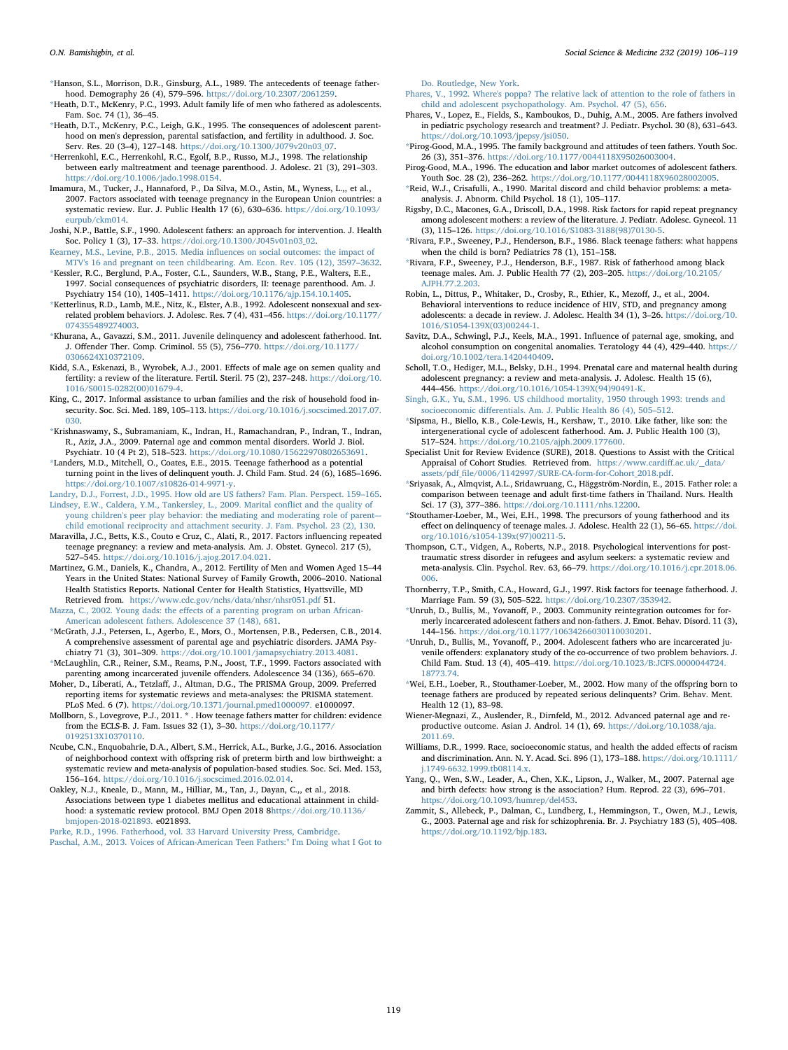*Hanson, S.L., Morrison, D.R., Ginsburg, A.L., 1989. The antecedents of teenage fatherhood. Demography 26 (4), 579–596. https://doi.org/10.2307/2061259.

*Heath, D.T., McKenry, P.C., 1993. Adult family life of men who fathered as adolescents. Fam. Soc. 74 (1), 36–45.

*Heath, D.T., McKenry, P.C., Leigh, G.K., 1995. The consequences of adolescent parenthood on men's depression, parental satisfaction, and fertility in adulthood. J. Soc. Serv. Res. 20 (3–4), 127–148. https://doi.org/10.1300/J079v20n03_07.

*Herrenkohl, E.C., Herrenkohl, R.C., Egolf, B.P., Russo, M.J., 1998. The relationship between early maltreatment and teenage parenthood. J. Adolesc. 21 (3), 291–303. https://doi.org/10.1006/jado.1998.0154.

Imamura, M., Tucker, J., Hannaford, P., Da Silva, M.O., Astin, M., Wyness, L.,, et al., 2007. Factors associated with teenage pregnancy in the European Union countries: a systematic review. Eur. J. Public Health 17 (6), 630–636. https://doi.org/10.1093/eurpub/ckm014.

Joshi, N.P., Battle, S.F., 1990. Adolescent fathers: an approach for intervention. J. Health Soc. Policy 1 (3), 17–33. https://doi.org/10.1300/J045v01n03_02.

Kearney, M.S., Levine, P.B., 2015. Media influences on social outcomes: the impact of MTV's 16 and pregnant on teen childbearing. Am. Econ. Rev. 105 (12), 3597–3632.

*Kessler, R.C., Berglund, P.A., Foster, C.L., Saunders, W.B., Stang, P.E., Walters, E.E., 1997. Social consequences of psychiatric disorders, II: teenage parenthood. Am. J. Psychiatry 154 (10), 1405–1411. https://doi.org/10.1176/ajp.154.10.1405.

*Ketterlinus, R.D., Lamb, M.E., Nitz, K., Elster, A.B., 1992. Adolescent nonsexual and sex-related problem behaviors. J. Adolesc. Res. 7 (4), 431–456. https://doi.org/10.1177/074355489274003.

*Khurana, A., Gavazzi, S.M., 2011. Juvenile delinquency and adolescent fatherhood. Int. J. Offender Ther. Comp. Criminol. 55 (5), 756–770. https://doi.org/10.1177/0306624X10372109.

Kidd, S.A., Eskenazi, B., Wyrobek, A.J., 2001. Effects of male age on semen quality and fertility: a review of the literature. Fertil. Steril. 75 (2), 237–248. https://doi.org/10.1016/S0015-0282(00)01679-4.

King, C., 2017. Informal assistance to urban families and the risk of household food insecurity. Soc. Sci. Med. 189, 105–113. https://doi.org/10.1016/j.socscimed.2017.07.030.

*Krishnaswamy, S., Subramaniam, K., Indran, H., Ramachandran, P., Indran, T., Indran, R., Aziz, J.A., 2009. Paternal age and common mental disorders. World J. Biol. Psychiatr. 10 (4 Pt 2), 518–523. https://doi.org/10.1080/15622970802653691.

*Landers, M.D., Mitchell, O., Coates, E.E., 2015. Teenage fatherhood as a potential turning point in the lives of delinquent youth. J. Child Fam. Stud. 24 (6), 1685–1696. https://doi.org/10.1007/s10826-014-9971-y.

Landry, D.J., Forrest, J.D., 1995. How old are US fathers? Fam. Plan. Perspect. 159–165.

Lindsey, E.W., Caldera, Y.M., Tankersley, L., 2009. Marital conflict and the quality of young children's peer play behavior: the mediating and moderating role of parent–child emotional reciprocity and attachment security. J. Fam. Psychol. 23 (2), 130.

Maravilla, J.C., Betts, K.S., Couto e Cruz, C., Alati, R., 2017. Factors influencing repeated teenage pregnancy: a review and meta-analysis. Am. J. Obstet. Gynecol. 217 (5), 527–545. https://doi.org/10.1016/j.ajog.2017.04.021.

Martinez, G.M., Daniels, K., Chandra, A., 2012. Fertility of Men and Women Aged 15–44 Years in the United States: National Survey of Family Growth, 2006–2010. National Health Statistics Reports. National Center for Health Statistics, Hyattsville, MD Retrieved from. https://www.cdc.gov/nchs/data/nhsr/nhsr051.pdf 51.

Mazza, C., 2002. Young dads: the effects of a parenting program on urban African-American adolescent fathers. Adolescence 37 (148), 681.

*McGrath, J.J., Petersen, L., Agerbo, E., Mors, O., Mortensen, P.B., Pedersen, C.B., 2014. A comprehensive assessment of parental age and psychiatric disorders. JAMA Psychiatry 71 (3), 301–309. https://doi.org/10.1001/jamapsychiatry.2013.4081.

*McLaughlin, C.R., Reiner, S.M., Reams, P.N., Joost, T.F., 1999. Factors associated with parenting among incarcerated juvenile offenders. Adolescence 34 (136), 665–670.

Moher, D., Liberati, A., Tetzlaff, J., Altman, D.G., The PRISMA Group, 2009. Preferred reporting items for systematic reviews and meta-analyses: the PRISMA statement. PLoS Med. 6 (7). https://doi.org/10.1371/journal.pmed1000097. e1000097.

Mollborn, S., Lovegrove, P.J., 2011. * . How teenage fathers matter for children: evidence from the ECLS-B. J. Fam. Issues 32 (1), 3–30. https://doi.org/10.1177/0192513X10370110.

Ncube, C.N., Enquobahrie, D.A., Albert, S.M., Herrick, A.L., Burke, J.G., 2016. Association of neighborhood context with offspring risk of preterm birth and low birthweight: a systematic review and meta-analysis of population-based studies. Soc. Sci. Med. 153, 156–164. https://doi.org/10.1016/j.socscimed.2016.02.014.

Oakley, N.J., Kneale, D., Mann, M., Hilliar, M., Tan, J., Dayan, C.,, et al., 2018. Associations between type 1 diabetes mellitus and educational attainment in childhood: a systematic review protocol. BMJ Open 2018 8https://doi.org/10.1136/bmjopen-2018-021893. e021893.

Parke, R.D., 1996. Fatherhood, vol. 33 Harvard University Press, Cambridge.

Paschal, A.M., 2013. Voices of African-American Teen Fathers:" I'm Doing what I Got to Do. Routledge, New York.

Phares, V., 1992. Where's poppa? The relative lack of attention to the role of fathers in child and adolescent psychopathology. Am. Psychol. 47 (5), 656.

Phares, V., Lopez, E., Fields, S., Kamboukos, D., Duhig, A.M., 2005. Are fathers involved in pediatric psychology research and treatment? J. Pediatr. Psychol. 30 (8), 631–643. https://doi.org/10.1093/jpepsy/jsi050.

*Pirog-Good, M.A., 1995. The family background and attitudes of teen fathers. Youth Soc. 26 (3), 351–376. https://doi.org/10.1177/0044118X95026003004.

Pirog-Good, M.A., 1996. The education and labor market outcomes of adolescent fathers. Youth Soc. 28 (2), 236–262. https://doi.org/10.1177/0044118X96028002005.

*Reid, W.J., Crisafulli, A., 1990. Marital discord and child behavior problems: a meta-analysis. J. Abnorm. Child Psychol. 18 (1), 105–117.

Rigsby, D.C., Macones, G.A., Driscoll, D.A., 1998. Risk factors for rapid repeat pregnancy among adolescent mothers: a review of the literature. J. Pediatr. Adolesc. Gynecol. 11 (3), 115–126. https://doi.org/10.1016/S1083-3188(98)70130-5.

*Rivara, F.P., Sweeney, P.J., Henderson, B.F., 1986. Black teenage fathers: what happens when the child is born? Pediatrics 78 (1), 151–158.

*Rivara, F.P., Sweeney, P.J., Henderson, B.F., 1987. Risk of fatherhood among black teenage males. Am. J. Public Health 77 (2), 203–205. https://doi.org/10.2105/AJPH.77.2.203.

Robin, L., Dittus, P., Whitaker, D., Crosby, R., Ethier, K., Mezoff, J., et al., 2004. Behavioral interventions to reduce incidence of HIV, STD, and pregnancy among adolescents: a decade in review. J. Adolesc. Health 34 (1), 3–26. https://doi.org/10.1016/S1054-139X(03)00244-1.

Savitz, D.A., Schwingl, P.J., Keels, M.A., 1991. Influence of paternal age, smoking, and alcohol consumption on congenital anomalies. Teratology 44 (4), 429–440. https://doi.org/10.1002/tera.1420440409.

Scholl, T.O., Hediger, M.L., Belsky, D.H., 1994. Prenatal care and maternal health during adolescent pregnancy: a review and meta-analysis. J. Adolesc. Health 15 (6), 444–456. https://doi.org/10.1016/1054-139X(94)90491-K.

Singh, G.K., Yu, S.M., 1996. US childhood mortality, 1950 through 1993: trends and socioeconomic differentials. Am. J. Public Health 86 (4), 505–512.

*Sipsma, H., Biello, K.B., Cole-Lewis, H., Kershaw, T., 2010. Like father, like son: the intergenerational cycle of adolescent fatherhood. Am. J. Public Health 100 (3), 517–524. https://doi.org/10.2105/ajph.2009.177600.

Specialist Unit for Review Evidence (SURE), 2018. Questions to Assist with the Critical Appraisal of Cohort Studies. Retrieved from. https://www.cardiff.ac.uk/__data/assets/pdf_file/0006/1142997/SURE-CA-form-for-Cohort_2018.pdf.

*Sriyasak, A., Almqvist, A.L., Sridawruang, C., Häggström-Nordin, E., 2015. Father role: a comparison between teenage and adult first-time fathers in Thailand. Nurs. Health Sci. 17 (3), 377–386. https://doi.org/10.1111/nhs.12200.

*Stouthamer-Loeber, M., Wei, E.H., 1998. The precursors of young fatherhood and its effect on delinquency of teenage males. J. Adolesc. Health 22 (1), 56–65. https://doi.org/10.1016/s1054-139x(97)00211-5.

Thompson, C.T., Vidgen, A., Roberts, N.P., 2018. Psychological interventions for post-traumatic stress disorder in refugees and asylum seekers: a systematic review and meta-analysis. Clin. Psychol. Rev. 63, 66–79. https://doi.org/10.1016/j.cpr.2018.06.006.

Thornberry, T.P., Smith, C.A., Howard, G.J., 1997. Risk factors for teenage fatherhood. J. Marriage Fam. 59 (3), 505–522. https://doi.org/10.2307/353942.

*Unruh, D., Bullis, M., Yovanoff, P., 2003. Community reintegration outcomes for formerly incarcerated adolescent fathers and non-fathers. J. Emot. Behav. Disord. 11 (3), 144–156. https://doi.org/10.1177/10634266030110030201.

*Unruh, D., Bullis, M., Yovanoff, P., 2004. Adolescent fathers who are incarcerated juvenile offenders: explanatory study of the co-occurrence of two problem behaviors. J. Child Fam. Stud. 13 (4), 405–419. https://doi.org/10.1023/B:JCFS.0000044724.18773.74.

*Wei, E.H., Loeber, R., Stouthamer-Loeber, M., 2002. How many of the offspring born to teenage fathers are produced by repeated serious delinquents? Crim. Behav. Ment. Health 12 (1), 83–98.

Wiener-Megnazi, Z., Auslender, R., Dirnfeld, M., 2012. Advanced paternal age and reproductive outcome. Asian J. Androl. 14 (1), 69. https://doi.org/10.1038/aja.2011.69.

Williams, D.R., 1999. Race, socioeconomic status, and health the added effects of racism and discrimination. Ann. N. Y. Acad. Sci. 896 (1), 173–188. https://doi.org/10.1111/j.1749-6632.1999.tb08114.x.

Yang, Q., Wen, S.W., Leader, A., Chen, X.K., Lipson, J., Walker, M., 2007. Paternal age and birth defects: how strong is the association? Hum. Reprod. 22 (3), 696–701. https://doi.org/10.1093/humrep/del453.

Zammit, S., Allebeck, P., Dalman, C., Lundberg, I., Hemmingson, T., Owen, M.J., Lewis, G., 2003. Paternal age and risk for schizophrenia. Br. J. Psychiatry 183 (5), 405–408. https://doi.org/10.1192/bjp.183.